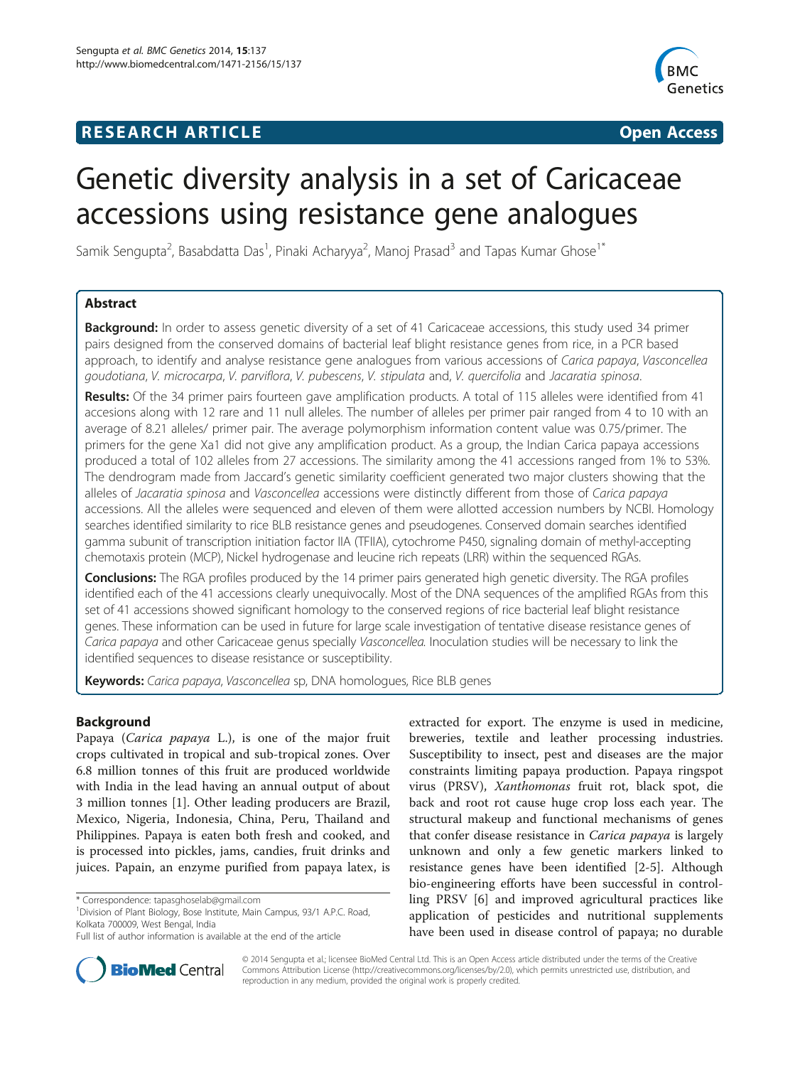**RESEARCH ARTICLE** **Open Access**

# Genetic diversity analysis in a set of Caricaceae accessions using resistance gene analogues

Samik Sengupta[2], Basabdatta Das[1], Pinaki Acharyya[2], Manoj Prasad[3] and Tapas Kumar Ghose[1*]

## Abstract

**Background:** In order to assess genetic diversity of a set of 41 Caricaceae accessions, this study used 34 primer pairs designed from the conserved domains of bacterial leaf blight resistance genes from rice, in a PCR based approach, to identify and analyse resistance gene analogues from various accessions of *Carica papaya*, *Vasconcellea goudotiana*, *V. microcarpa*, *V. parviflora*, *V. pubescens*, *V. stipulata* and, *V. quercifolia* and *Jacaratia spinosa*.

**Results:** Of the 34 primer pairs fourteen gave amplification products. A total of 115 alleles were identified from 41 accesions along with 12 rare and 11 null alleles. The number of alleles per primer pair ranged from 4 to 10 with an average of 8.21 alleles/ primer pair. The average polymorphism information content value was 0.75/primer. The primers for the gene Xa1 did not give any amplification product. As a group, the Indian Carica papaya accessions produced a total of 102 alleles from 27 accessions. The similarity among the 41 accessions ranged from 1% to 53%. The dendrogram made from Jaccard's genetic similarity coefficient generated two major clusters showing that the alleles of *Jacaratia spinosa* and *Vasconcellea* accessions were distinctly different from those of *Carica papaya* accessions. All the alleles were sequenced and eleven of them were allotted accession numbers by NCBI. Homology searches identified similarity to rice BLB resistance genes and pseudogenes. Conserved domain searches identified gamma subunit of transcription initiation factor IIA (TFIIA), cytochrome P450, signaling domain of methyl-accepting chemotaxis protein (MCP), Nickel hydrogenase and leucine rich repeats (LRR) within the sequenced RGAs.

**Conclusions:** The RGA profiles produced by the 14 primer pairs generated high genetic diversity. The RGA profiles identified each of the 41 accessions clearly unequivocally. Most of the DNA sequences of the amplified RGAs from this set of 41 accessions showed significant homology to the conserved regions of rice bacterial leaf blight resistance genes. These information can be used in future for large scale investigation of tentative disease resistance genes of *Carica papaya* and other Caricaceae genus specially *Vasconcellea*. Inoculation studies will be necessary to link the identified sequences to disease resistance or susceptibility.

**Keywords:** *Carica papaya*, *Vasconcellea* sp, DNA homologues, Rice BLB genes

## Background

Papaya (*Carica papaya* L.), is one of the major fruit crops cultivated in tropical and sub-tropical zones. Over 6.8 million tonnes of this fruit are produced worldwide with India in the lead having an annual output of about 3 million tonnes [1]. Other leading producers are Brazil, Mexico, Nigeria, Indonesia, China, Peru, Thailand and Philippines. Papaya is eaten both fresh and cooked, and is processed into pickles, jams, candies, fruit drinks and juices. Papain, an enzyme purified from papaya latex, is extracted for export. The enzyme is used in medicine, breweries, textile and leather processing industries. Susceptibility to insect, pest and diseases are the major constraints limiting papaya production. Papaya ringspot virus (PRSV), *Xanthomonas* fruit rot, black spot, die back and root rot cause huge crop loss each year. The structural makeup and functional mechanisms of genes that confer disease resistance in *Carica papaya* is largely unknown and only a few genetic markers linked to resistance genes have been identified [2-5]. Although bio-engineering efforts have been successful in controlling PRSV [6] and improved agricultural practices like application of pesticides and nutritional supplements have been used in disease control of papaya; no durable

\* Correspondence: tapasghoselab@gmail.com
[1]Division of Plant Biology, Bose Institute, Main Campus, 93/1 A.P.C. Road, Kolkata 700009, West Bengal, India
Full list of author information is available at the end of the article

© 2014 Sengupta et al.; licensee BioMed Central Ltd. This is an Open Access article distributed under the terms of the Creative Commons Attribution License (http://creativecommons.org/licenses/by/2.0), which permits unrestricted use, distribution, and reproduction in any medium, provided the original work is properly credited.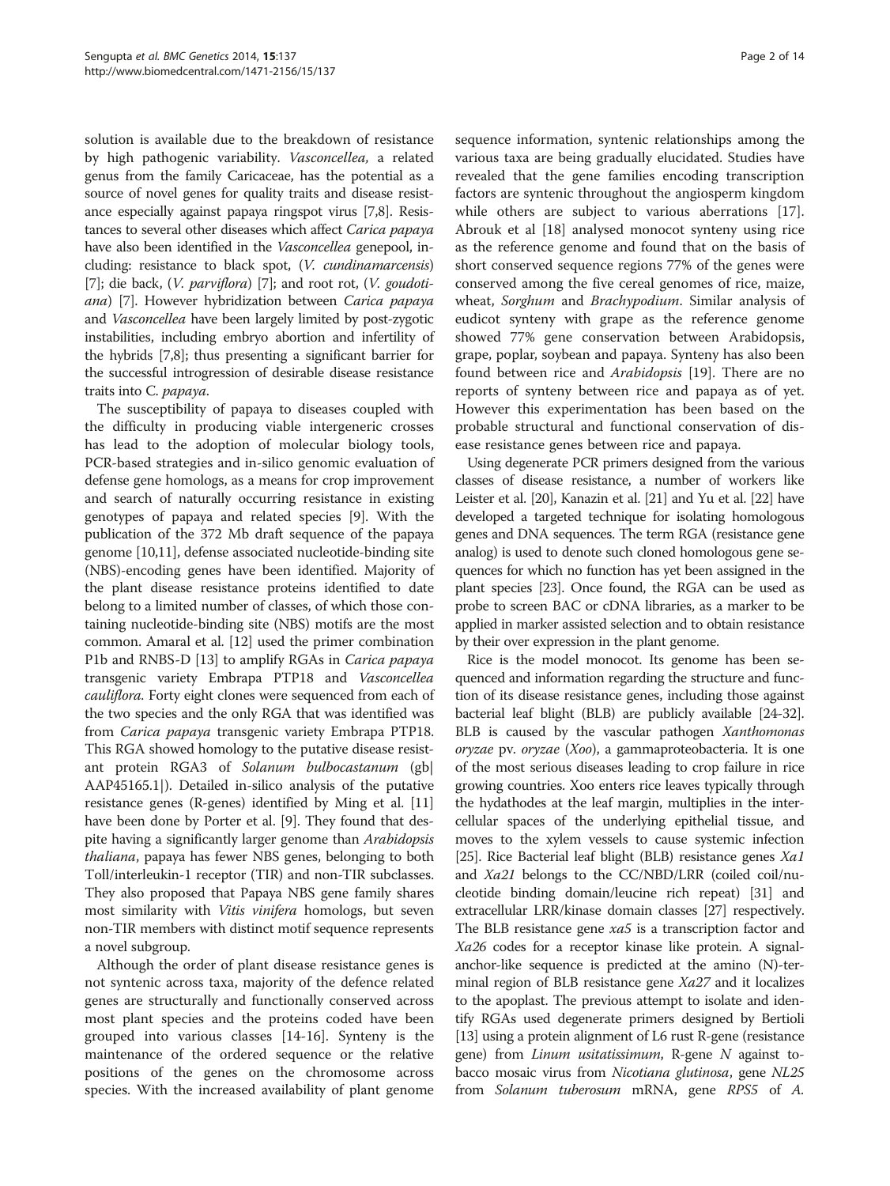solution is available due to the breakdown of resistance by high pathogenic variability. *Vasconcellea,* a related genus from the family Caricaceae, has the potential as a source of novel genes for quality traits and disease resistance especially against papaya ringspot virus [7,8]. Resistances to several other diseases which affect *Carica papaya* have also been identified in the *Vasconcellea* genepool, including: resistance to black spot, (*V. cundinamarcensis*) [7]; die back, (*V. parviflora*) [7]; and root rot, (*V. goudotiana*) [7]. However hybridization between *Carica papaya* and *Vasconcellea* have been largely limited by post-zygotic instabilities, including embryo abortion and infertility of the hybrids [7,8]; thus presenting a significant barrier for the successful introgression of desirable disease resistance traits into C. *papaya*.

The susceptibility of papaya to diseases coupled with the difficulty in producing viable intergeneric crosses has lead to the adoption of molecular biology tools, PCR-based strategies and in-silico genomic evaluation of defense gene homologs, as a means for crop improvement and search of naturally occurring resistance in existing genotypes of papaya and related species [9]. With the publication of the 372 Mb draft sequence of the papaya genome [10,11], defense associated nucleotide-binding site (NBS)-encoding genes have been identified. Majority of the plant disease resistance proteins identified to date belong to a limited number of classes, of which those containing nucleotide-binding site (NBS) motifs are the most common. Amaral et al. [12] used the primer combination P1b and RNBS-D [13] to amplify RGAs in *Carica papaya* transgenic variety Embrapa PTP18 and *Vasconcellea cauliflora.* Forty eight clones were sequenced from each of the two species and the only RGA that was identified was from *Carica papaya* transgenic variety Embrapa PTP18. This RGA showed homology to the putative disease resistant protein RGA3 of *Solanum bulbocastanum* (gb| AAP45165.1|). Detailed in-silico analysis of the putative resistance genes (R-genes) identified by Ming et al. [11] have been done by Porter et al. [9]. They found that despite having a significantly larger genome than *Arabidopsis thaliana*, papaya has fewer NBS genes, belonging to both Toll/interleukin-1 receptor (TIR) and non-TIR subclasses. They also proposed that Papaya NBS gene family shares most similarity with *Vitis vinifera* homologs, but seven non-TIR members with distinct motif sequence represents a novel subgroup.

Although the order of plant disease resistance genes is not syntenic across taxa, majority of the defence related genes are structurally and functionally conserved across most plant species and the proteins coded have been grouped into various classes [14-16]. Synteny is the maintenance of the ordered sequence or the relative positions of the genes on the chromosome across species. With the increased availability of plant genome sequence information, syntenic relationships among the various taxa are being gradually elucidated. Studies have revealed that the gene families encoding transcription factors are syntenic throughout the angiosperm kingdom while others are subject to various aberrations [17]. Abrouk et al [18] analysed monocot synteny using rice as the reference genome and found that on the basis of short conserved sequence regions 77% of the genes were conserved among the five cereal genomes of rice, maize, wheat, *Sorghum* and *Brachypodium*. Similar analysis of eudicot synteny with grape as the reference genome showed 77% gene conservation between Arabidopsis, grape, poplar, soybean and papaya. Synteny has also been found between rice and *Arabidopsis* [19]. There are no reports of synteny between rice and papaya as of yet. However this experimentation has been based on the probable structural and functional conservation of disease resistance genes between rice and papaya.

Using degenerate PCR primers designed from the various classes of disease resistance, a number of workers like Leister et al. [20], Kanazin et al. [21] and Yu et al. [22] have developed a targeted technique for isolating homologous genes and DNA sequences. The term RGA (resistance gene analog) is used to denote such cloned homologous gene sequences for which no function has yet been assigned in the plant species [23]. Once found, the RGA can be used as probe to screen BAC or cDNA libraries, as a marker to be applied in marker assisted selection and to obtain resistance by their over expression in the plant genome.

Rice is the model monocot. Its genome has been sequenced and information regarding the structure and function of its disease resistance genes, including those against bacterial leaf blight (BLB) are publicly available [24-32]. BLB is caused by the vascular pathogen *Xanthomonas oryzae* pv. *oryzae* (*Xoo*), a gammaproteobacteria. It is one of the most serious diseases leading to crop failure in rice growing countries. Xoo enters rice leaves typically through the hydathodes at the leaf margin, multiplies in the intercellular spaces of the underlying epithelial tissue, and moves to the xylem vessels to cause systemic infection [25]. Rice Bacterial leaf blight (BLB) resistance genes *Xa1* and *Xa21* belongs to the CC/NBD/LRR (coiled coil/nucleotide binding domain/leucine rich repeat) [31] and extracellular LRR/kinase domain classes [27] respectively. The BLB resistance gene *xa5* is a transcription factor and *Xa26* codes for a receptor kinase like protein. A signal-anchor-like sequence is predicted at the amino (N)-terminal region of BLB resistance gene *Xa27* and it localizes to the apoplast. The previous attempt to isolate and identify RGAs used degenerate primers designed by Bertioli [13] using a protein alignment of L6 rust R-gene (resistance gene) from *Linum usitatissimum*, R-gene *N* against tobacco mosaic virus from *Nicotiana glutinosa*, gene *NL25* from *Solanum tuberosum* mRNA, gene *RPS5* of *A.*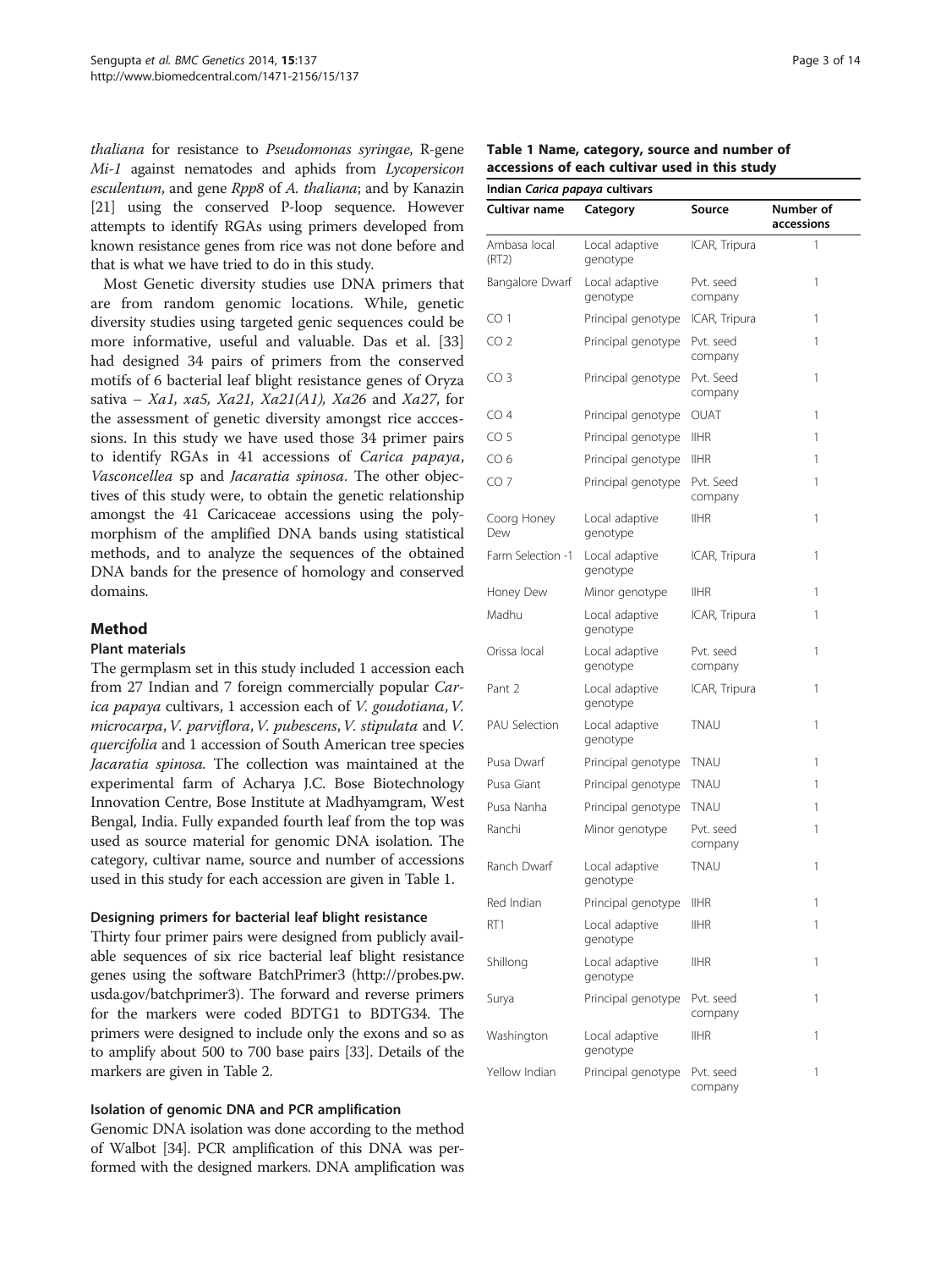*thaliana* for resistance to *Pseudomonas syringae*, R-gene *Mi-1* against nematodes and aphids from *Lycopersicon esculentum*, and gene *Rpp8* of *A. thaliana*; and by Kanazin [21] using the conserved P-loop sequence. However attempts to identify RGAs using primers developed from known resistance genes from rice was not done before and that is what we have tried to do in this study.

Most Genetic diversity studies use DNA primers that are from random genomic locations. While, genetic diversity studies using targeted genic sequences could be more informative, useful and valuable. Das et al. [33] had designed 34 pairs of primers from the conserved motifs of 6 bacterial leaf blight resistance genes of Oryza sativa – *Xa1, xa5, Xa21, Xa21(A1), Xa26* and *Xa27*, for the assessment of genetic diversity amongst rice acccessions. In this study we have used those 34 primer pairs to identify RGAs in 41 accessions of *Carica papaya*, *Vasconcellea* sp and *Jacaratia spinosa*. The other objectives of this study were, to obtain the genetic relationship amongst the 41 Caricaceae accessions using the polymorphism of the amplified DNA bands using statistical methods, and to analyze the sequences of the obtained DNA bands for the presence of homology and conserved domains.

## Method

### Plant materials

The germplasm set in this study included 1 accession each from 27 Indian and 7 foreign commercially popular *Carica papaya* cultivars, 1 accession each of *V. goudotiana*, *V. microcarpa*, *V. parviflora*, *V. pubescens*, *V. stipulata* and *V. quercifolia* and 1 accession of South American tree species *Jacaratia spinosa*. The collection was maintained at the experimental farm of Acharya J.C. Bose Biotechnology Innovation Centre, Bose Institute at Madhyamgram, West Bengal, India. Fully expanded fourth leaf from the top was used as source material for genomic DNA isolation. The category, cultivar name, source and number of accessions used in this study for each accession are given in Table 1.

### Designing primers for bacterial leaf blight resistance

Thirty four primer pairs were designed from publicly available sequences of six rice bacterial leaf blight resistance genes using the software BatchPrimer3 (http://probes.pw.usda.gov/batchprimer3). The forward and reverse primers for the markers were coded BDTG1 to BDTG34. The primers were designed to include only the exons and so as to amplify about 500 to 700 base pairs [33]. Details of the markers are given in Table 2.

### Isolation of genomic DNA and PCR amplification

Genomic DNA isolation was done according to the method of Walbot [34]. PCR amplification of this DNA was performed with the designed markers. DNA amplification was

**Table 1 Name, category, source and number of accessions of each cultivar used in this study**

| Indian *Carica papaya* cultivars | | | |
|---|---|---|---|
| Cultivar name | Category | Source | Number of accessions |
| Ambasa local (RT2) | Local adaptive genotype | ICAR, Tripura | 1 |
| Bangalore Dwarf | Local adaptive genotype | Pvt. seed company | 1 |
| CO 1 | Principal genotype | ICAR, Tripura | 1 |
| CO 2 | Principal genotype | Pvt. seed company | 1 |
| CO 3 | Principal genotype | Pvt. Seed company | 1 |
| CO 4 | Principal genotype | OUAT | 1 |
| CO 5 | Principal genotype | IIHR | 1 |
| CO 6 | Principal genotype | IIHR | 1 |
| CO 7 | Principal genotype | Pvt. Seed company | 1 |
| Coorg Honey Dew | Local adaptive genotype | IIHR | 1 |
| Farm Selection -1 | Local adaptive genotype | ICAR, Tripura | 1 |
| Honey Dew | Minor genotype | IIHR | 1 |
| Madhu | Local adaptive genotype | ICAR, Tripura | 1 |
| Orissa local | Local adaptive genotype | Pvt. seed company | 1 |
| Pant 2 | Local adaptive genotype | ICAR, Tripura | 1 |
| PAU Selection | Local adaptive genotype | TNAU | 1 |
| Pusa Dwarf | Principal genotype | TNAU | 1 |
| Pusa Giant | Principal genotype | TNAU | 1 |
| Pusa Nanha | Principal genotype | TNAU | 1 |
| Ranchi | Minor genotype | Pvt. seed company | 1 |
| Ranch Dwarf | Local adaptive genotype | TNAU | 1 |
| Red Indian | Principal genotype | IIHR | 1 |
| RT1 | Local adaptive genotype | IIHR | 1 |
| Shillong | Local adaptive genotype | IIHR | 1 |
| Surya | Principal genotype | Pvt. seed company | 1 |
| Washington | Local adaptive genotype | IIHR | 1 |
| Yellow Indian | Principal genotype | Pvt. seed company | 1 |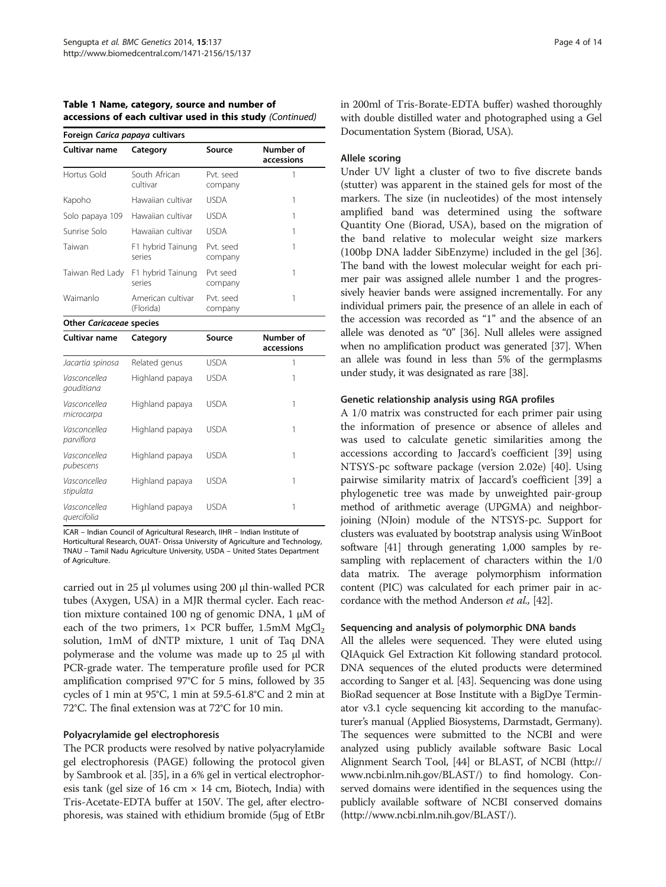**Table 1 Name, category, source and number of accessions of each cultivar used in this study** *(Continued)*

| Cultivar name | Category | Source | Number of accessions |
|---|---|---|---|
| **Foreign *Carica papaya* cultivars** | | | |
| Hortus Gold | South African cultivar | Pvt. seed company | 1 |
| Kapoho | Hawaiian cultivar | USDA | 1 |
| Solo papaya 109 | Hawaiian cultivar | USDA | 1 |
| Sunrise Solo | Hawaiian cultivar | USDA | 1 |
| Taiwan | F1 hybrid Tainung series | Pvt. seed company | 1 |
| Taiwan Red Lady | F1 hybrid Tainung series | Pvt seed company | 1 |
| Waimanlo | American cultivar (Florida) | Pvt. seed company | 1 |
| **Other *Caricaceae* species** | | | |
| *Jacartia spinosa* | Related genus | USDA | 1 |
| *Vasconcellea gouditiana* | Highland papaya | USDA | 1 |
| *Vasconcellea microcarpa* | Highland papaya | USDA | 1 |
| *Vasconcellea parviflora* | Highland papaya | USDA | 1 |
| *Vasconcellea pubescens* | Highland papaya | USDA | 1 |
| *Vasconcellea stipulata* | Highland papaya | USDA | 1 |
| *Vasconcellea quercifolia* | Highland papaya | USDA | 1 |

ICAR – Indian Council of Agricultural Research, IIHR – Indian Institute of Horticultural Research, OUAT- Orissa University of Agriculture and Technology, TNAU – Tamil Nadu Agriculture University, USDA – United States Department of Agriculture.

carried out in 25 µl volumes using 200 µl thin-walled PCR tubes (Axygen, USA) in a MJR thermal cycler. Each reaction mixture contained 100 ng of genomic DNA, 1 µM of each of the two primers, 1× PCR buffer, 1.5mM $MgCl_2$ solution, 1mM of dNTP mixture, 1 unit of Taq DNA polymerase and the volume was made up to 25 µl with PCR-grade water. The temperature profile used for PCR amplification comprised 97°C for 5 mins, followed by 35 cycles of 1 min at 95°C, 1 min at 59.5-61.8°C and 2 min at 72°C. The final extension was at 72°C for 10 min.

#### Polyacrylamide gel electrophoresis

The PCR products were resolved by native polyacrylamide gel electrophoresis (PAGE) following the protocol given by Sambrook et al. [35], in a 6% gel in vertical electrophoresis tank (gel size of 16 cm × 14 cm, Biotech, India) with Tris-Acetate-EDTA buffer at 150V. The gel, after electrophoresis, was stained with ethidium bromide (5µg of EtBr in 200ml of Tris-Borate-EDTA buffer) washed thoroughly with double distilled water and photographed using a Gel Documentation System (Biorad, USA).

#### Allele scoring

Under UV light a cluster of two to five discrete bands (stutter) was apparent in the stained gels for most of the markers. The size (in nucleotides) of the most intensely amplified band was determined using the software Quantity One (Biorad, USA), based on the migration of the band relative to molecular weight size markers (100bp DNA ladder SibEnzyme) included in the gel [36]. The band with the lowest molecular weight for each primer pair was assigned allele number 1 and the progressively heavier bands were assigned incrementally. For any individual primers pair, the presence of an allele in each of the accession was recorded as "1" and the absence of an allele was denoted as "0" [36]. Null alleles were assigned when no amplification product was generated [37]. When an allele was found in less than 5% of the germplasms under study, it was designated as rare [38].

#### Genetic relationship analysis using RGA profiles

A 1/0 matrix was constructed for each primer pair using the information of presence or absence of alleles and was used to calculate genetic similarities among the accessions according to Jaccard's coefficient [39] using NTSYS-pc software package (version 2.02e) [40]. Using pairwise similarity matrix of Jaccard's coefficient [39] a phylogenetic tree was made by unweighted pair-group method of arithmetic average (UPGMA) and neighbor-joining (NJoin) module of the NTSYS-pc. Support for clusters was evaluated by bootstrap analysis using WinBoot software [41] through generating 1,000 samples by re-sampling with replacement of characters within the 1/0 data matrix. The average polymorphism information content (PIC) was calculated for each primer pair in accordance with the method Anderson *et al.,* [42].

#### Sequencing and analysis of polymorphic DNA bands

All the alleles were sequenced. They were eluted using QIAquick Gel Extraction Kit following standard protocol. DNA sequences of the eluted products were determined according to Sanger et al. [43]. Sequencing was done using BioRad sequencer at Bose Institute with a BigDye Terminator v3.1 cycle sequencing kit according to the manufacturer's manual (Applied Biosystems, Darmstadt, Germany). The sequences were submitted to the NCBI and were analyzed using publicly available software Basic Local Alignment Search Tool, [44] or BLAST, of NCBI (http://www.ncbi.nlm.nih.gov/BLAST/) to find homology. Conserved domains were identified in the sequences using the publicly available software of NCBI conserved domains (http://www.ncbi.nlm.nih.gov/BLAST/).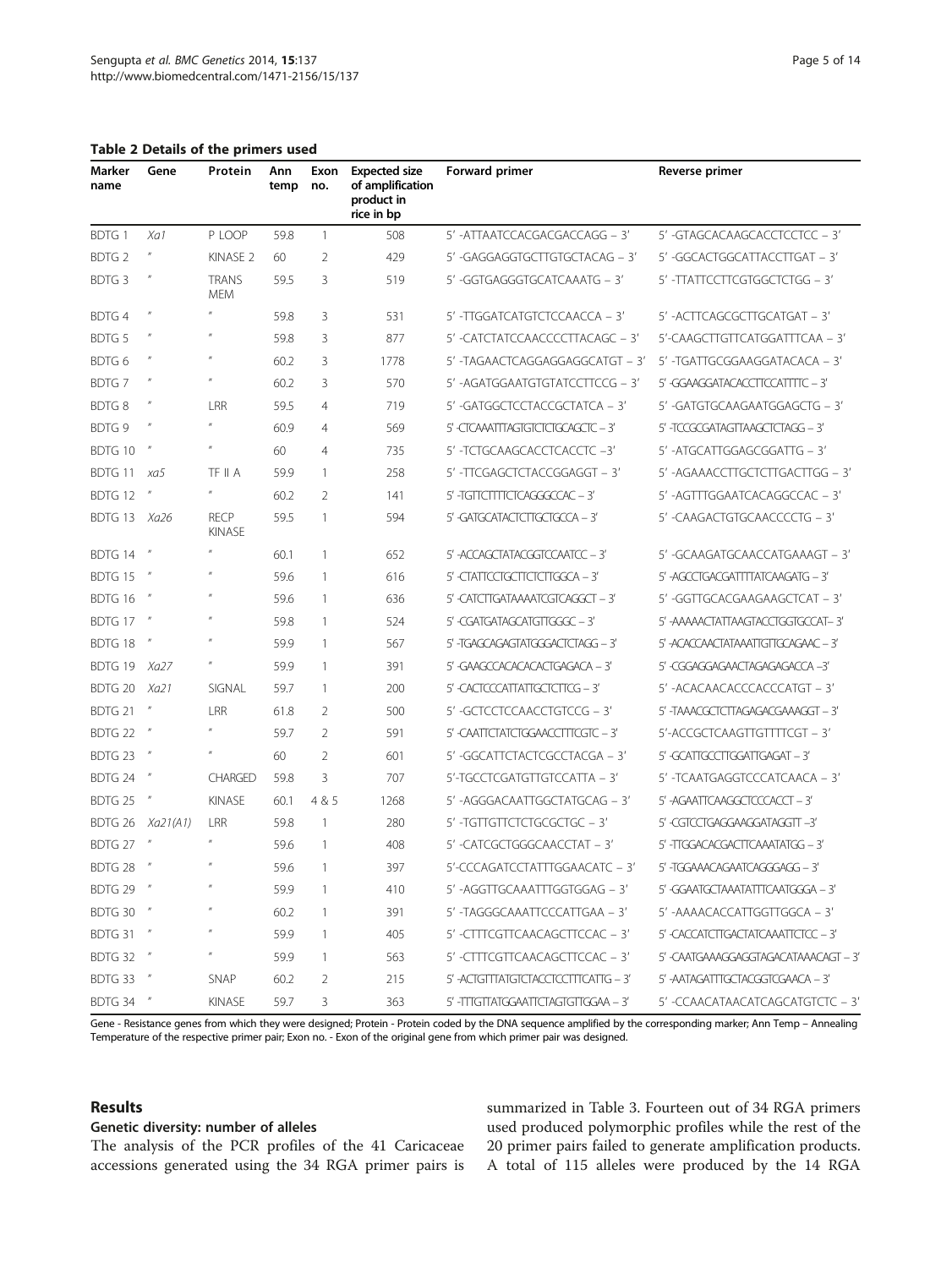**Table 2 Details of the primers used**

| Marker name | Gene | Protein | Ann temp | Exon no. | Expected size of amplification product in rice in bp | Forward primer | Reverse primer |
|---|---|---|---|---|---|---|---|
| BDTG 1 | *Xa1* | P LOOP | 59.8 | 1 | 508 | 5′ -ATTAATCCACGACGACCAGG – 3′ | 5′ -GTAGCACAAGCACCTCCTCC – 3′ |
| BDTG 2 | ″ | KINASE 2 | 60 | 2 | 429 | 5′ -GAGGAGGTGCTTGTGCTACAG – 3′ | 5′ -GGCACTGGCATTACCTTGAT – 3′ |
| BDTG 3 | ″ | TRANS MEM | 59.5 | 3 | 519 | 5′ -GGTGAGGGTGCATCAAATG – 3′ | 5′ -TTATTCCTTCGTGGCTCTGG – 3′ |
| BDTG 4 | ″ | ″ | 59.8 | 3 | 531 | 5′ -TTGGATCATGTCTCCAACCA – 3′ | 5′ -ACTTCAGCGCTTGCATGAT – 3′ |
| BDTG 5 | ″ | ″ | 59.8 | 3 | 877 | 5′ -CATCTATCCAACCCCTTACAGC – 3′ | 5′-CAAGCTTGTTCATGGATTTCAA – 3′ |
| BDTG 6 | ″ | ″ | 60.2 | 3 | 1778 | 5′ -TAGAACTCAGGAGGAGGCATGT – 3′ | 5′ -TGATTGCGGAAGGATACACA – 3′ |
| BDTG 7 | ″ | ″ | 60.2 | 3 | 570 | 5′ -AGATGGAATGTGTATCCTTCCG – 3′ | 5′ -GGAAGGATACACCTTCCATTTTC – 3′ |
| BDTG 8 | ″ | LRR | 59.5 | 4 | 719 | 5′ -GATGGCTCCTACCGCTATCA – 3′ | 5′ -GATGTGCAAGAATGGAGCTG – 3′ |
| BDTG 9 | ″ | ″ | 60.9 | 4 | 569 | 5′ -CTCAAATTTAGTGTCTCTGCAGCTC – 3′ | 5′ -TCCGCGATAGTTAAGCTCTAGG – 3′ |
| BDTG 10 | ″ | ″ | 60 | 4 | 735 | 5′ -TCTGCAAGCACCTCACCTC –3′ | 5′ -ATGCATTGGAGCGGATTG – 3′ |
| BDTG 11 | *xa5* | TF II A | 59.9 | 1 | 258 | 5′ -TTCGAGCTCTACCGGAGGT – 3′ | 5′ -AGAAACCTTGCTCTTGACTTGG – 3′ |
| BDTG 12 | ″ | ″ | 60.2 | 2 | 141 | 5′ -TGTTCTTTTCTCAGGGCCAC – 3′ | 5′ -AGTTTGGAATCACAGGCCAC – 3′ |
| BDTG 13 | *Xa26* | RECP KINASE | 59.5 | 1 | 594 | 5′ -GATGCATACTCTTGCTGCCA – 3′ | 5′ -CAAGACTGTGCAACCCCTG – 3′ |
| BDTG 14 | ″ | ″ | 60.1 | 1 | 652 | 5′ -ACCAGCTATACGGTCCAATCC – 3′ | 5′ -GCAAGATGCAACCATGAAAGT – 3′ |
| BDTG 15 | ″ | ″ | 59.6 | 1 | 616 | 5′ -CTATTCCTGCTTCTCTTGGCA – 3′ | 5′ -AGCCTGACGATTTTATCAAGATG – 3′ |
| BDTG 16 | ″ | ″ | 59.6 | 1 | 636 | 5′ -CATCTTGATAAAATCGTCAGGCT – 3′ | 5′ -GGTTGCACGAAGAAGCTCAT – 3′ |
| BDTG 17 | ″ | ″ | 59.8 | 1 | 524 | 5′ -CGATGATAGCATGTTGGGC – 3′ | 5′ -AAAAACTATTAAGTACCTGGTGCCAT– 3′ |
| BDTG 18 | ″ | ″ | 59.9 | 1 | 567 | 5′ -TGAGCAGAGTATGGGACTCTAGG – 3′ | 5′ -ACACCAACTATAAATTGTTGCAGAAC – 3′ |
| BDTG 19 | *Xa27* | ″ | 59.9 | 1 | 391 | 5′ -GAAGCCACACACACTGAGACA – 3′ | 5′ -CGGAGGAGAACTAGAGAGACCA –3′ |
| BDTG 20 | *Xa21* | SIGNAL | 59.7 | 1 | 200 | 5′ -CACTCCCATTATTGCTCTTCG – 3′ | 5′ -ACACAACACCCACCCATGT – 3′ |
| BDTG 21 | ″ | LRR | 61.8 | 2 | 500 | 5′ -GCTCCTCCAACCTGTCCG – 3′ | 5′ -TAAACGCTCTTAGAGACGAAAGGT – 3′ |
| BDTG 22 | ″ | ″ | 59.7 | 2 | 591 | 5′ -CAATTCTATCTGGAACCTTTCGTC – 3′ | 5′-ACCGCTCAAGTTGTTTTCGT – 3′ |
| BDTG 23 | ″ | ″ | 60 | 2 | 601 | 5′ -GGCATTCTACTCGCCTACGA – 3′ | 5′ -GCATTGCCTTGGATTGAGAT – 3′ |
| BDTG 24 | ″ | CHARGED | 59.8 | 3 | 707 | 5′-TGCCTCGATGTTGTCCATTA – 3′ | 5′ -TCAATGAGGTCCCATCAACA – 3′ |
| BDTG 25 | ″ | KINASE | 60.1 | 4 & 5 | 1268 | 5′ -AGGGACAATTGGCTATGCAG – 3′ | 5′ -AGAATTCAAGGCTCCCACCT – 3′ |
| BDTG 26 | *Xa21(A1)* | LRR | 59.8 | 1 | 280 | 5′ -TGTTGTTCTCTGCGCTGC – 3′ | 5′ -CGTCCTGAGGAAGGATAGGTT –3′ |
| BDTG 27 | ″ | ″ | 59.6 | 1 | 408 | 5′ -CATCGCTGGGCAACCTAT – 3′ | 5′ -TTGGACACGACTTCAAATATGG – 3′ |
| BDTG 28 | ″ | ″ | 59.6 | 1 | 397 | 5′-CCCAGATCCTATTTGGAACATC – 3′ | 5′ -TGGAAACAGAATCAGGGAGG – 3′ |
| BDTG 29 | ″ | ″ | 59.9 | 1 | 410 | 5′ -AGGTTGCAAATTTGGTGGAG – 3′ | 5′ -GGAATGCTAAATATTTCAATGGGA – 3′ |
| BDTG 30 | ″ | ″ | 60.2 | 1 | 391 | 5′ -TAGGGCAAATTCCCATTGAA – 3′ | 5′ -AAAACACCATTGGTTGGCA – 3′ |
| BDTG 31 | ″ | ″ | 59.9 | 1 | 405 | 5′ -CTTTCGTTCAACAGCTTCCAC – 3′ | 5′ -CACCATCTTGACTATCAAATTCTCC – 3′ |
| BDTG 32 | ″ | ″ | 59.9 | 1 | 563 | 5′ -CTTTCGTTCAACAGCTTCCAC – 3′ | 5′ -CAATGAAAGGAGGTAGACATAAACAGT – 3′ |
| BDTG 33 | ″ | SNAP | 60.2 | 2 | 215 | 5′ -ACTGTTTATGTCTACCTCCTTTCATTG – 3′ | 5′ -AATAGATTTGCTACGGTCGAACA – 3′ |
| BDTG 34 | ″ | KINASE | 59.7 | 3 | 363 | 5′ -TTTGTTATGGAATTCTAGTGTTGGAA – 3′ | 5′ -CCAACATAACATCAGCATGTCTC – 3′ |

Gene - Resistance genes from which they were designed; Protein - Protein coded by the DNA sequence amplified by the corresponding marker; Ann Temp – Annealing Temperature of the respective primer pair; Exon no. - Exon of the original gene from which primer pair was designed.

## Results

### Genetic diversity: number of alleles

The analysis of the PCR profiles of the 41 Caricaceae accessions generated using the 34 RGA primer pairs is summarized in Table 3. Fourteen out of 34 RGA primers used produced polymorphic profiles while the rest of the 20 primer pairs failed to generate amplification products. A total of 115 alleles were produced by the 14 RGA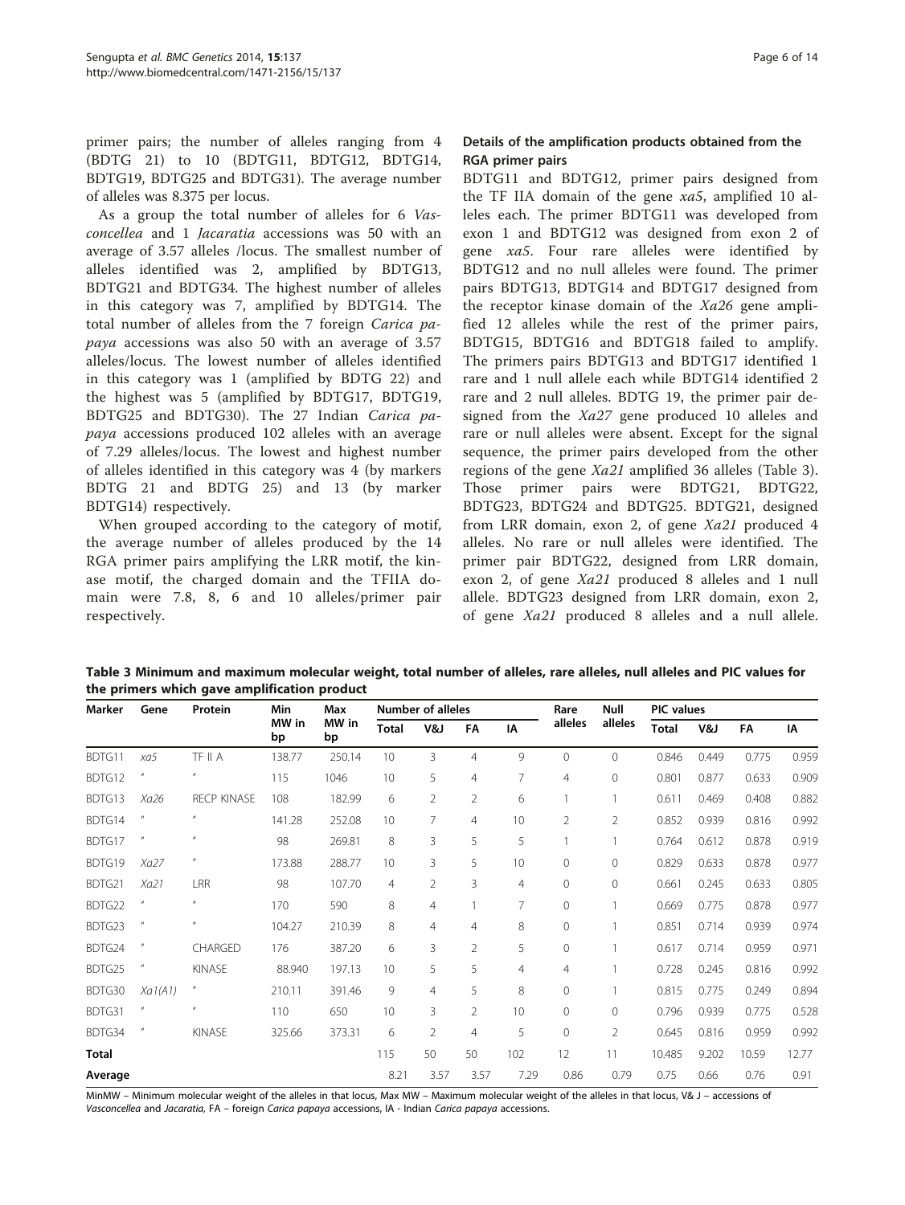primer pairs; the number of alleles ranging from 4 (BDTG 21) to 10 (BDTG11, BDTG12, BDTG14, BDTG19, BDTG25 and BDTG31). The average number of alleles was 8.375 per locus.

As a group the total number of alleles for 6 *Vasconcellea* and 1 *Jacaratia* accessions was 50 with an average of 3.57 alleles /locus. The smallest number of alleles identified was 2, amplified by BDTG13, BDTG21 and BDTG34. The highest number of alleles in this category was 7, amplified by BDTG14. The total number of alleles from the 7 foreign *Carica papaya* accessions was also 50 with an average of 3.57 alleles/locus. The lowest number of alleles identified in this category was 1 (amplified by BDTG 22) and the highest was 5 (amplified by BDTG17, BDTG19, BDTG25 and BDTG30). The 27 Indian *Carica papaya* accessions produced 102 alleles with an average of 7.29 alleles/locus. The lowest and highest number of alleles identified in this category was 4 (by markers BDTG 21 and BDTG 25) and 13 (by marker BDTG14) respectively.

When grouped according to the category of motif, the average number of alleles produced by the 14 RGA primer pairs amplifying the LRR motif, the kinase motif, the charged domain and the TFIIA domain were 7.8, 8, 6 and 10 alleles/primer pair respectively.

### Details of the amplification products obtained from the RGA primer pairs

BDTG11 and BDTG12, primer pairs designed from the TF IIA domain of the gene *xa5*, amplified 10 alleles each. The primer BDTG11 was developed from exon 1 and BDTG12 was designed from exon 2 of gene *xa5*. Four rare alleles were identified by BDTG12 and no null alleles were found. The primer pairs BDTG13, BDTG14 and BDTG17 designed from the receptor kinase domain of the *Xa26* gene amplified 12 alleles while the rest of the primer pairs, BDTG15, BDTG16 and BDTG18 failed to amplify. The primers pairs BDTG13 and BDTG17 identified 1 rare and 1 null allele each while BDTG14 identified 2 rare and 2 null alleles. BDTG 19, the primer pair designed from the *Xa27* gene produced 10 alleles and rare or null alleles were absent. Except for the signal sequence, the primer pairs developed from the other regions of the gene *Xa21* amplified 36 alleles (Table 3). Those primer pairs were BDTG21, BDTG22, BDTG23, BDTG24 and BDTG25. BDTG21, designed from LRR domain, exon 2, of gene *Xa21* produced 4 alleles. No rare or null alleles were identified. The primer pair BDTG22, designed from LRR domain, exon 2, of gene *Xa21* produced 8 alleles and 1 null allele. BDTG23 designed from LRR domain, exon 2, of gene *Xa21* produced 8 alleles and a null allele.

**Table 3 Minimum and maximum molecular weight, total number of alleles, rare alleles, null alleles and PIC values for the primers which gave amplification product**

| Marker | Gene | Protein | Min MW in bp | Max MW in bp | Number of alleles | | | | Rare alleles | Null alleles | PIC values | | | |
|---|---|---|---|---|---|---|---|---|---|---|---|---|---|---|
| | | | | | Total | V&J | FA | IA | | | Total | V&J | FA | IA |
| BDTG11 | *xa5* | TF II A | 138.77 | 250.14 | 10 | 3 | 4 | 9 | 0 | 0 | 0.846 | 0.449 | 0.775 | 0.959 |
| BDTG12 | " | " | 115 | 1046 | 10 | 5 | 4 | 7 | 4 | 0 | 0.801 | 0.877 | 0.633 | 0.909 |
| BDTG13 | *Xa26* | RECP KINASE | 108 | 182.99 | 6 | 2 | 2 | 6 | 1 | 1 | 0.611 | 0.469 | 0.408 | 0.882 |
| BDTG14 | " | " | 141.28 | 252.08 | 10 | 7 | 4 | 10 | 2 | 2 | 0.852 | 0.939 | 0.816 | 0.992 |
| BDTG17 | " | " | 98 | 269.81 | 8 | 3 | 5 | 5 | 1 | 1 | 0.764 | 0.612 | 0.878 | 0.919 |
| BDTG19 | *Xa27* | " | 173.88 | 288.77 | 10 | 3 | 5 | 10 | 0 | 0 | 0.829 | 0.633 | 0.878 | 0.977 |
| BDTG21 | *Xa21* | LRR | 98 | 107.70 | 4 | 2 | 3 | 4 | 0 | 0 | 0.661 | 0.245 | 0.633 | 0.805 |
| BDTG22 | " | " | 170 | 590 | 8 | 4 | 1 | 7 | 0 | 1 | 0.669 | 0.775 | 0.878 | 0.977 |
| BDTG23 | " | " | 104.27 | 210.39 | 8 | 4 | 4 | 8 | 0 | 1 | 0.851 | 0.714 | 0.939 | 0.974 |
| BDTG24 | " | CHARGED | 176 | 387.20 | 6 | 3 | 2 | 5 | 0 | 1 | 0.617 | 0.714 | 0.959 | 0.971 |
| BDTG25 | " | KINASE | 88.940 | 197.13 | 10 | 5 | 5 | 4 | 4 | 1 | 0.728 | 0.245 | 0.816 | 0.992 |
| BDTG30 | *Xa1(A1)* | " | 210.11 | 391.46 | 9 | 4 | 5 | 8 | 0 | 1 | 0.815 | 0.775 | 0.249 | 0.894 |
| BDTG31 | " | " | 110 | 650 | 10 | 3 | 2 | 10 | 0 | 0 | 0.796 | 0.939 | 0.775 | 0.528 |
| BDTG34 | " | KINASE | 325.66 | 373.31 | 6 | 2 | 4 | 5 | 0 | 2 | 0.645 | 0.816 | 0.959 | 0.992 |
| **Total** | | | | | 115 | 50 | 50 | 102 | 12 | 11 | 10.485 | 9.202 | 10.59 | 12.77 |
| **Average** | | | | | 8.21 | 3.57 | 3.57 | 7.29 | 0.86 | 0.79 | 0.75 | 0.66 | 0.76 | 0.91 |

MinMW – Minimum molecular weight of the alleles in that locus, Max MW – Maximum molecular weight of the alleles in that locus, V& J – accessions of *Vasconcellea* and *Jacaratia*, FA – foreign *Carica papaya* accessions, IA - Indian *Carica papaya* accessions.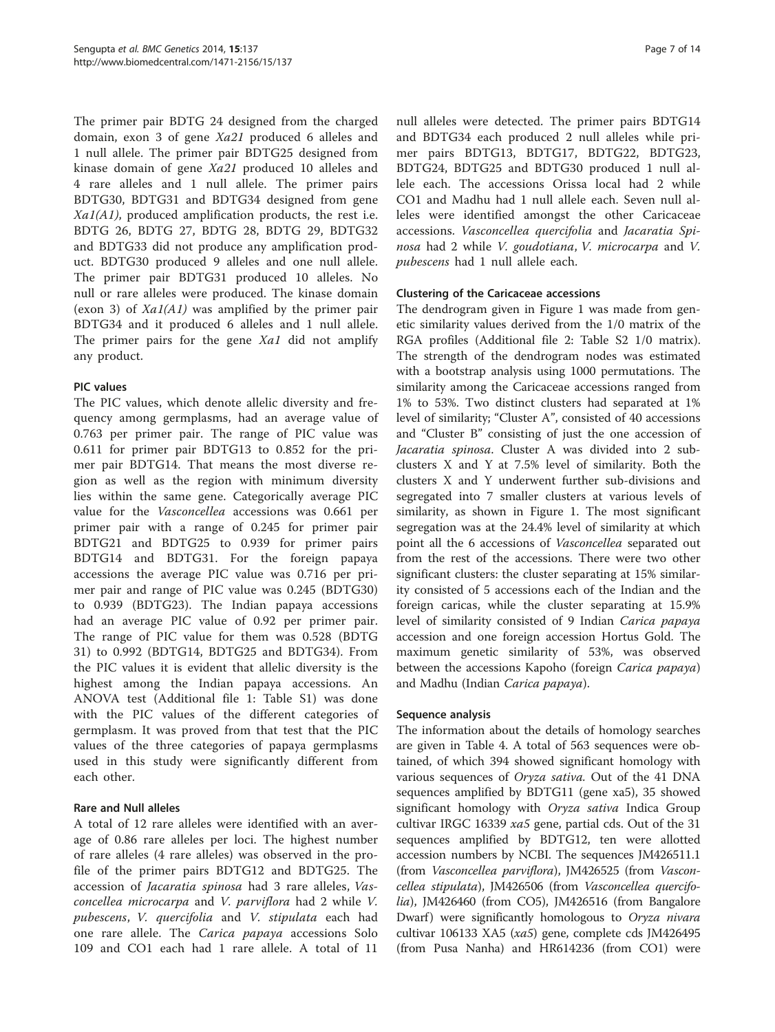The primer pair BDTG 24 designed from the charged domain, exon 3 of gene *Xa21* produced 6 alleles and 1 null allele. The primer pair BDTG25 designed from kinase domain of gene *Xa21* produced 10 alleles and 4 rare alleles and 1 null allele. The primer pairs BDTG30, BDTG31 and BDTG34 designed from gene *Xa1(A1)*, produced amplification products, the rest i.e. BDTG 26, BDTG 27, BDTG 28, BDTG 29, BDTG32 and BDTG33 did not produce any amplification product. BDTG30 produced 9 alleles and one null allele. The primer pair BDTG31 produced 10 alleles. No null or rare alleles were produced. The kinase domain (exon 3) of *Xa1(A1)* was amplified by the primer pair BDTG34 and it produced 6 alleles and 1 null allele. The primer pairs for the gene *Xa1* did not amplify any product.

### PIC values

The PIC values, which denote allelic diversity and frequency among germplasms, had an average value of 0.763 per primer pair. The range of PIC value was 0.611 for primer pair BDTG13 to 0.852 for the primer pair BDTG14. That means the most diverse region as well as the region with minimum diversity lies within the same gene. Categorically average PIC value for the *Vasconcellea* accessions was 0.661 per primer pair with a range of 0.245 for primer pairs BDTG21 and BDTG25 to 0.939 for primer pairs BDTG14 and BDTG31. For the foreign papaya accessions the average PIC value was 0.716 per primer pair and range of PIC value was 0.245 (BDTG30) to 0.939 (BDTG23). The Indian papaya accessions had an average PIC value of 0.92 per primer pair. The range of PIC value for them was 0.528 (BDTG 31) to 0.992 (BDTG14, BDTG25 and BDTG34). From the PIC values it is evident that allelic diversity is the highest among the Indian papaya accessions. An ANOVA test (Additional file 1: Table S1) was done with the PIC values of the different categories of germplasm. It was proved from that test that the PIC values of the three categories of papaya germplasms used in this study were significantly different from each other.

### Rare and Null alleles

A total of 12 rare alleles were identified with an average of 0.86 rare alleles per loci. The highest number of rare alleles (4 rare alleles) was observed in the profile of the primer pairs BDTG12 and BDTG25. The accession of *Jacaratia spinosa* had 3 rare alleles, *Vasconcellea microcarpa* and *V. parviflora* had 2 while *V. pubescens*, *V. quercifolia* and *V. stipulata* each had one rare allele. The *Carica papaya* accessions Solo 109 and CO1 each had 1 rare allele. A total of 11 null alleles were detected. The primer pairs BDTG14 and BDTG34 each produced 2 null alleles while primer pairs BDTG13, BDTG17, BDTG22, BDTG23, BDTG24, BDTG25 and BDTG30 produced 1 null allele each. The accessions Orissa local had 2 while CO1 and Madhu had 1 null allele each. Seven null alleles were identified amongst the other Caricaceae accessions. *Vasconcellea quercifolia* and *Jacaratia Spinosa* had 2 while *V. goudotiana*, *V. microcarpa* and *V. pubescens* had 1 null allele each.

### Clustering of the Caricaceae accessions

The dendrogram given in Figure 1 was made from genetic similarity values derived from the 1/0 matrix of the RGA profiles (Additional file 2: Table S2 1/0 matrix). The strength of the dendrogram nodes was estimated with a bootstrap analysis using 1000 permutations. The similarity among the Caricaceae accessions ranged from 1% to 53%. Two distinct clusters had separated at 1% level of similarity; "Cluster A", consisted of 40 accessions and "Cluster B" consisting of just the one accession of *Jacaratia spinosa*. Cluster A was divided into 2 subclusters X and Y at 7.5% level of similarity. Both the clusters X and Y underwent further sub-divisions and segregated into 7 smaller clusters at various levels of similarity, as shown in Figure 1. The most significant segregation was at the 24.4% level of similarity at which point all the 6 accessions of *Vasconcellea* separated out from the rest of the accessions. There were two other significant clusters: the cluster separating at 15% similarity consisted of 5 accessions each of the Indian and the foreign caricas, while the cluster separating at 15.9% level of similarity consisted of 9 Indian *Carica papaya* accession and one foreign accession Hortus Gold. The maximum genetic similarity of 53%, was observed between the accessions Kapoho (foreign *Carica papaya*) and Madhu (Indian *Carica papaya*).

### Sequence analysis

The information about the details of homology searches are given in Table 4. A total of 563 sequences were obtained, of which 394 showed significant homology with various sequences of *Oryza sativa.* Out of the 41 DNA sequences amplified by BDTG11 (gene xa5), 35 showed significant homology with *Oryza sativa* Indica Group cultivar IRGC 16339 *xa5* gene, partial cds. Out of the 31 sequences amplified by BDTG12, ten were allotted accession numbers by NCBI. The sequences JM426511.1 (from *Vasconcellea parviflora*), JM426525 (from *Vasconcellea stipulata*), JM426506 (from *Vasconcellea quercifolia*), JM426460 (from CO5), JM426516 (from Bangalore Dwarf) were significantly homologous to *Oryza nivara* cultivar 106133 XA5 (*xa5*) gene, complete cds JM426495 (from Pusa Nanha) and HR614236 (from CO1) were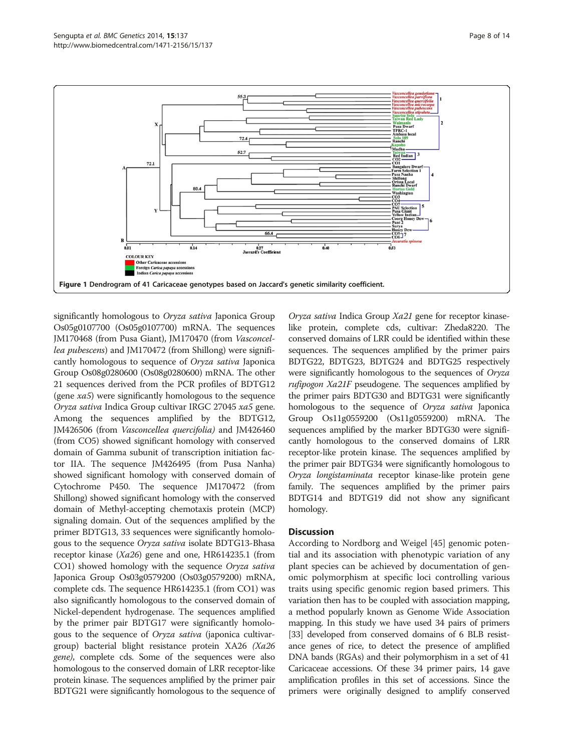Figure 1 Dendrogram of 41 Caricaceae genotypes based on Jaccard's genetic similarity coefficient.

significantly homologous to *Oryza sativa* Japonica Group Os05g0107700 (Os05g0107700) mRNA. The sequences JM170468 (from Pusa Giant), JM170470 (from *Vasconcellea pubescens*) and JM170472 (from Shillong) were significantly homologous to sequence of *Oryza sativa* Japonica Group Os08g0280600 (Os08g0280600) mRNA. The other 21 sequences derived from the PCR profiles of BDTG12 (gene *xa5*) were significantly homologous to the sequence *Oryza sativa* Indica Group cultivar IRGC 27045 *xa5* gene. Among the sequences amplified by the BDTG12, JM426506 (from *Vasconcellea quercifolia)* and JM426460 (from CO5) showed significant homology with conserved domain of Gamma subunit of transcription initiation factor IIA. The sequence JM426495 (from Pusa Nanha) showed significant homology with conserved domain of Cytochrome P450. The sequence JM170472 (from Shillong) showed significant homology with the conserved domain of Methyl-accepting chemotaxis protein (MCP) signaling domain. Out of the sequences amplified by the primer BDTG13, 33 sequences were significantly homologous to the sequence *Oryza sativa* isolate BDTG13-Bhasa receptor kinase (*Xa26*) gene and one, HR614235.1 (from CO1) showed homology with the sequence *Oryza sativa* Japonica Group Os03g0579200 (Os03g0579200) mRNA, complete cds. The sequence HR614235.1 (from CO1) was also significantly homologous to the conserved domain of Nickel-dependent hydrogenase. The sequences amplified by the primer pair BDTG17 were significantly homologous to the sequence of *Oryza sativa* (japonica cultivar-group) bacterial blight resistance protein XA26 *(Xa26 gene)*, complete cds. Some of the sequences were also homologous to the conserved domain of LRR receptor-like protein kinase. The sequences amplified by the primer pair BDTG21 were significantly homologous to the sequence of *Oryza sativa* Indica Group *Xa21* gene for receptor kinase-like protein, complete cds, cultivar: Zheda8220. The conserved domains of LRR could be identified within these sequences. The sequences amplified by the primer pairs BDTG22, BDTG23, BDTG24 and BDTG25 respectively were significantly homologous to the sequences of *Oryza rufipogon Xa21F* pseudogene. The sequences amplified by the primer pairs BDTG30 and BDTG31 were significantly homologous to the sequence of *Oryza sativa* Japonica Group Os11g0559200 (Os11g0559200) mRNA. The sequences amplified by the marker BDTG30 were significantly homologous to the conserved domains of LRR receptor-like protein kinase. The sequences amplified by the primer pair BDTG34 were significantly homologous to *Oryza longistaminata* receptor kinase-like protein gene family. The sequences amplified by the primer pairs BDTG14 and BDTG19 did not show any significant homology.

## Discussion

According to Nordborg and Weigel [45] genomic potential and its association with phenotypic variation of any plant species can be achieved by documentation of genomic polymorphism at specific loci controlling various traits using specific genomic region based primers. This variation then has to be coupled with association mapping, a method popularly known as Genome Wide Association mapping. In this study we have used 34 pairs of primers [33] developed from conserved domains of 6 BLB resistance genes of rice, to detect the presence of amplified DNA bands (RGAs) and their polymorphism in a set of 41 Caricaceae accessions. Of these 34 primer pairs, 14 gave amplification profiles in this set of accessions. Since the primers were originally designed to amplify conserved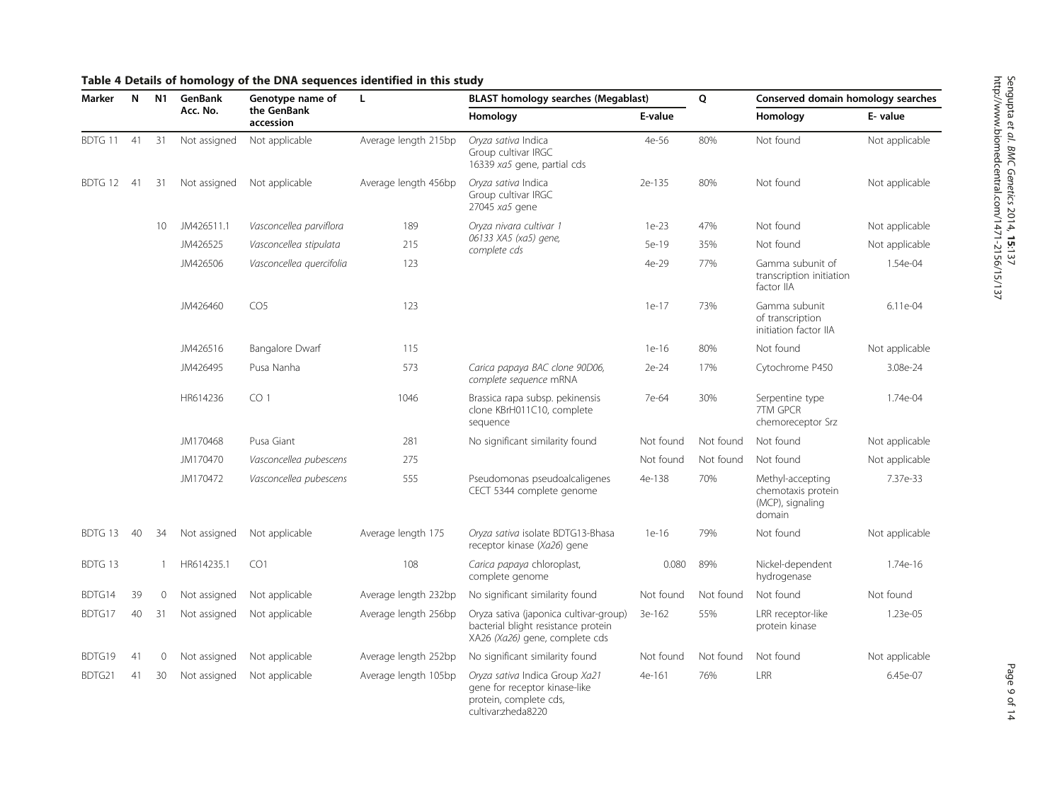**Table 4 Details of homology of the DNA sequences identified in this study**

| Marker | N | N1 | GenBank Acc. No. | Genotype name of the GenBank accession | L | BLAST homology searches (Megablast) | | Q | Conserved domain homology searches | |
|---|---|---|---|---|---|---|---|---|---|---|
| | | | | | | Homology | E-value | | Homology | E- value |
| BDTG 11 | 41 | 31 | Not assigned | Not applicable | Average length 215bp | *Oryza sativa* Indica Group cultivar IRGC 16339 *xa5* gene, partial cds | 4e-56 | 80% | Not found | Not applicable |
| BDTG 12 | 41 | 31 | Not assigned | Not applicable | Average length 456bp | *Oryza sativa* Indica Group cultivar IRGC 27045 *xa5* gene | 2e-135 | 80% | Not found | Not applicable |
| | | 10 | JM426511.1 | *Vasconcellea parviflora* | 189 | *Oryza nivara cultivar 1 06133 XA5 (xa5) gene, complete cds* | 1e-23 | 47% | Not found | Not applicable |
| | | | JM426525 | *Vasconcellea stipulata* | 215 | | 5e-19 | 35% | Not found | Not applicable |
| | | | JM426506 | *Vasconcellea quercifolia* | 123 | | 4e-29 | 77% | Gamma subunit of transcription initiation factor IIA | 1.54e-04 |
| | | | JM426460 | CO5 | 123 | | 1e-17 | 73% | Gamma subunit of transcription initiation factor IIA | 6.11e-04 |
| | | | JM426516 | Bangalore Dwarf | 115 | | 1e-16 | 80% | Not found | Not applicable |
| | | | JM426495 | Pusa Nanha | 573 | *Carica papaya BAC clone 90D06, complete sequence* mRNA | 2e-24 | 17% | Cytochrome P450 | 3.08e-24 |
| | | | HR614236 | CO 1 | 1046 | Brassica rapa subsp. pekinensis clone KBrH011C10, complete sequence | 7e-64 | 30% | Serpentine type 7TM GPCR chemoreceptor Srz | 1.74e-04 |
| | | | JM170468 | Pusa Giant | 281 | No significant similarity found | Not found | Not found | Not found | Not applicable |
| | | | JM170470 | *Vasconcellea pubescens* | 275 | | Not found | Not found | Not found | Not applicable |
| | | | JM170472 | *Vasconcellea pubescens* | 555 | Pseudomonas pseudoalcaligenes CECT 5344 complete genome | 4e-138 | 70% | Methyl-accepting chemotaxis protein (MCP), signaling domain | 7.37e-33 |
| BDTG 13 | 40 | 34 | Not assigned | Not applicable | Average length 175 | *Oryza sativa* isolate BDTG13-Bhasa receptor kinase (*Xa26*) gene | 1e-16 | 79% | Not found | Not applicable |
| BDTG 13 | | 1 | HR614235.1 | CO1 | 108 | *Carica papaya* chloroplast, complete genome | 0.080 | 89% | Nickel-dependent hydrogenase | 1.74e-16 |
| BDTG14 | 39 | 0 | Not assigned | Not applicable | Average length 232bp | No significant similarity found | Not found | Not found | Not found | Not found |
| BDTG17 | 40 | 31 | Not assigned | Not applicable | Average length 256bp | Oryza sativa (japonica cultivar-group) bacterial blight resistance protein XA26 *(Xa26)* gene, complete cds | 3e-162 | 55% | LRR receptor-like protein kinase | 1.23e-05 |
| BDTG19 | 41 | 0 | Not assigned | Not applicable | Average length 252bp | No significant similarity found | Not found | Not found | Not found | Not applicable |
| BDTG21 | 41 | 30 | Not assigned | Not applicable | Average length 105bp | *Oryza sativa* Indica Group *Xa21* gene for receptor kinase-like protein, complete cds, cultivar:zheda8220 | 4e-161 | 76% | LRR | 6.45e-07 |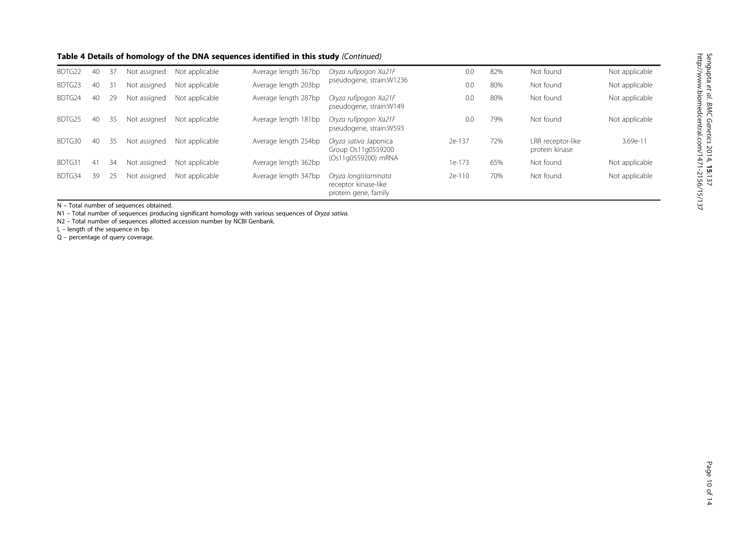**Table 4 Details of homology of the DNA sequences identified in this study** *(Continued)*

| | | | | | | | | | | |
|---|---|---|---|---|---|---|---|---|---|---|
| BDTG22 | 40 | 37 | Not assigned | Not applicable | Average length 367bp | *Oryza rufipogon Xa21F* pseudogene, strain:W1236 | 0.0 | 82% | Not found | Not applicable |
| BDTG23 | 40 | 31 | Not assigned | Not applicable | Average length 203bp | | 0.0 | 80% | Not found | Not applicable |
| BDTG24 | 40 | 29 | Not assigned | Not applicable | Average length 287bp | *Oryza rufipogon Xa21F* pseudogene, strain:W149 | 0.0 | 80% | Not found | Not applicable |
| BDTG25 | 40 | 35 | Not assigned | Not applicable | Average length 181bp | *Oryza rufipogon Xa21F* pseudogene, strain:W593 | 0.0 | 79% | Not found | Not applicable |
| BDTG30 | 40 | 35 | Not assigned | Not applicable | Average length 254bp | *Oryza sativa* Japonica Group Os11g0559200 (Os11g0559200) mRNA | 2e-137 | 72% | LRR receptor-like protein kinase | 3.69e-11 |
| BDTG31 | 41 | 34 | Not assigned | Not applicable | Average length 362bp | | 1e-173 | 65% | Not found | Not applicable |
| BDTG34 | 39 | 25 | Not assigned | Not applicable | Average length 347bp | *Oryza longistaminata* receptor kinase-like protein gene, family | 2e-110 | 70% | Not found | Not applicable |

N – Total number of sequences obtained.
N1 – Total number of sequences producing significant homology with various sequences of *Oryza sativa.*
N2 – Total number of sequences allotted accession number by NCBI Genbank.
L – length of the sequence in bp.
Q – percentage of query coverage.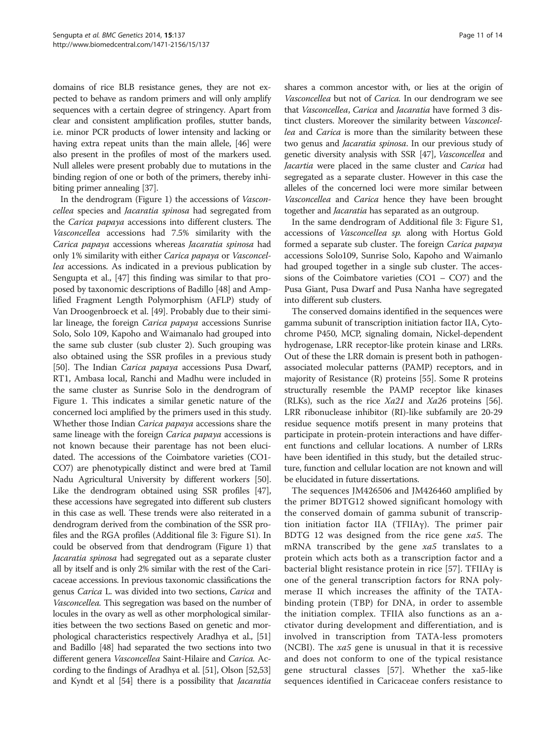domains of rice BLB resistance genes, they are not expected to behave as random primers and will only amplify sequences with a certain degree of stringency. Apart from clear and consistent amplification profiles, stutter bands, i.e. minor PCR products of lower intensity and lacking or having extra repeat units than the main allele, [46] were also present in the profiles of most of the markers used. Null alleles were present probably due to mutations in the binding region of one or both of the primers, thereby inhibiting primer annealing [37].

In the dendrogram (Figure 1) the accessions of *Vasconcellea* species and *Jacaratia spinosa* had segregated from the *Carica papaya* accessions into different clusters. The *Vasconcellea* accessions had 7.5% similarity with the *Carica papaya* accessions whereas *Jacaratia spinosa* had only 1% similarity with either *Carica papaya* or *Vasconcellea* accessions. As indicated in a previous publication by Sengupta et al., [47] this finding was similar to that proposed by taxonomic descriptions of Badillo [48] and Amplified Fragment Length Polymorphism (AFLP) study of Van Droogenbroeck et al. [49]. Probably due to their similar lineage, the foreign *Carica papaya* accessions Sunrise Solo, Solo 109, Kapoho and Waimanalo had grouped into the same sub cluster (sub cluster 2). Such grouping was also obtained using the SSR profiles in a previous study [50]. The Indian *Carica papaya* accessions Pusa Dwarf, RT1, Ambasa local, Ranchi and Madhu were included in the same cluster as Sunrise Solo in the dendrogram of Figure 1. This indicates a similar genetic nature of the concerned loci amplified by the primers used in this study. Whether those Indian *Carica papaya* accessions share the same lineage with the foreign *Carica papaya* accessions is not known because their parentage has not been elucidated. The accessions of the Coimbatore varieties (CO1-CO7) are phenotypically distinct and were bred at Tamil Nadu Agricultural University by different workers [50]. Like the dendrogram obtained using SSR profiles [47], these accessions have segregated into different sub clusters in this case as well. These trends were also reiterated in a dendrogram derived from the combination of the SSR profiles and the RGA profiles (Additional file 3: Figure S1). In could be observed from that dendrogram (Figure 1) that *Jacaratia spinosa* had segregated out as a separate cluster all by itself and is only 2% similar with the rest of the Caricaceae accessions. In previous taxonomic classifications the genus *Carica* L. was divided into two sections, *Carica* and *Vasconcellea*. This segregation was based on the number of locules in the ovary as well as other morphological similarities between the two sections Based on genetic and morphological characteristics respectively Aradhya et al., [51] and Badillo [48] had separated the two sections into two different genera *Vasconcellea* Saint-Hilaire and *Carica*. According to the findings of Aradhya et al. [51], Olson [52,53] and Kyndt et al [54] there is a possibility that *Jacaratia* shares a common ancestor with, or lies at the origin of *Vasconcellea* but not of *Carica*. In our dendrogram we see that *Vasconcellea*, *Carica* and *Jacaratia* have formed 3 distinct clusters. Moreover the similarity between *Vasconcellea* and *Carica* is more than the similarity between these two genus and *Jacaratia spinosa*. In our previous study of genetic diversity analysis with SSR [47], *Vasconcellea* and *Jacartia* were placed in the same cluster and *Carica* had segregated as a separate cluster. However in this case the alleles of the concerned loci were more similar between *Vasconcellea* and *Carica* hence they have been brought together and *Jacaratia* has separated as an outgroup.

In the same dendrogram of Additional file 3: Figure S1, accessions of *Vasconcellea sp.* along with Hortus Gold formed a separate sub cluster. The foreign *Carica papaya* accessions Solo109, Sunrise Solo, Kapoho and Waimanlo had grouped together in a single sub cluster. The accessions of the Coimbatore varieties (CO1 – CO7) and the Pusa Giant, Pusa Dwarf and Pusa Nanha have segregated into different sub clusters.

The conserved domains identified in the sequences were gamma subunit of transcription initiation factor IIA, Cytochrome P450, MCP, signaling domain, Nickel-dependent hydrogenase, LRR receptor-like protein kinase and LRRs. Out of these the LRR domain is present both in pathogen-associated molecular patterns (PAMP) receptors, and in majority of Resistance (R) proteins [55]. Some R proteins structurally resemble the PAMP receptor like kinases (RLKs), such as the rice *Xa21* and *Xa26* proteins [56]. LRR ribonuclease inhibitor (RI)-like subfamily are 20-29 residue sequence motifs present in many proteins that participate in protein-protein interactions and have different functions and cellular locations. A number of LRRs have been identified in this study, but the detailed structure, function and cellular location are not known and will be elucidated in future dissertations.

The sequences JM426506 and JM426460 amplified by the primer BDTG12 showed significant homology with the conserved domain of gamma subunit of transcription initiation factor IIA (TFIIAγ). The primer pair BDTG 12 was designed from the rice gene *xa5*. The mRNA transcribed by the gene *xa5* translates to a protein which acts both as a transcription factor and a bacterial blight resistance protein in rice [57]. TFIIAγ is one of the general transcription factors for RNA polymerase II which increases the affinity of the TATA-binding protein (TBP) for DNA, in order to assemble the initiation complex. TFIIA also functions as an activator during development and differentiation, and is involved in transcription from TATA-less promoters (NCBI). The *xa5* gene is unusual in that it is recessive and does not conform to one of the typical resistance gene structural classes [57]. Whether the xa5-like sequences identified in Caricaceae confers resistance to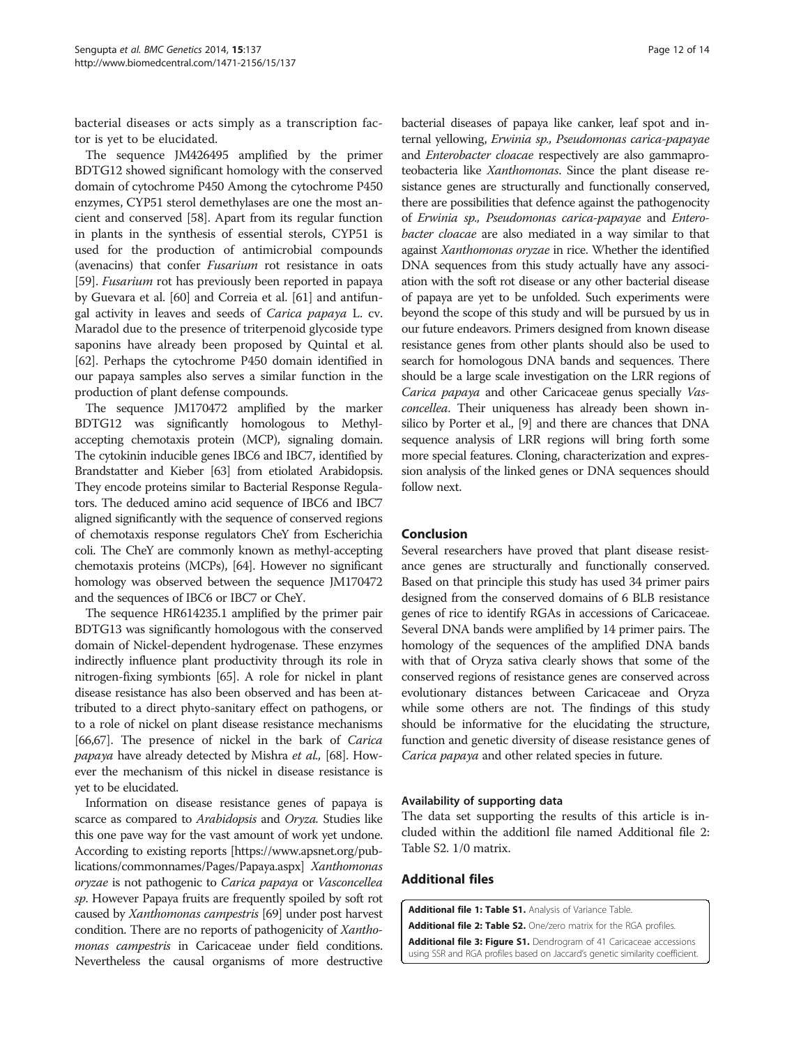bacterial diseases or acts simply as a transcription factor is yet to be elucidated.

The sequence JM426495 amplified by the primer BDTG12 showed significant homology with the conserved domain of cytochrome P450 Among the cytochrome P450 enzymes, CYP51 sterol demethylases are one the most ancient and conserved [58]. Apart from its regular function in plants in the synthesis of essential sterols, CYP51 is used for the production of antimicrobial compounds (avenacins) that confer *Fusarium* rot resistance in oats [59]. *Fusarium* rot has previously been reported in papaya by Guevara et al. [60] and Correia et al. [61] and antifungal activity in leaves and seeds of *Carica papaya* L. cv. Maradol due to the presence of triterpenoid glycoside type saponins have already been proposed by Quintal et al. [62]. Perhaps the cytochrome P450 domain identified in our papaya samples also serves a similar function in the production of plant defense compounds.

The sequence JM170472 amplified by the marker BDTG12 was significantly homologous to Methyl-accepting chemotaxis protein (MCP), signaling domain. The cytokinin inducible genes IBC6 and IBC7, identified by Brandstatter and Kieber [63] from etiolated Arabidopsis. They encode proteins similar to Bacterial Response Regulators. The deduced amino acid sequence of IBC6 and IBC7 aligned significantly with the sequence of conserved regions of chemotaxis response regulators CheY from Escherichia coli. The CheY are commonly known as methyl-accepting chemotaxis proteins (MCPs), [64]. However no significant homology was observed between the sequence JM170472 and the sequences of IBC6 or IBC7 or CheY.

The sequence HR614235.1 amplified by the primer pair BDTG13 was significantly homologous with the conserved domain of Nickel-dependent hydrogenase. These enzymes indirectly influence plant productivity through its role in nitrogen-fixing symbionts [65]. A role for nickel in plant disease resistance has also been observed and has been attributed to a direct phyto-sanitary effect on pathogens, or to a role of nickel on plant disease resistance mechanisms [66,67]. The presence of nickel in the bark of *Carica papaya* have already detected by Mishra *et al.,* [68]. However the mechanism of this nickel in disease resistance is yet to be elucidated.

Information on disease resistance genes of papaya is scarce as compared to *Arabidopsis* and *Oryza.* Studies like this one pave way for the vast amount of work yet undone. According to existing reports [https://www.apsnet.org/publications/commonnames/Pages/Papaya.aspx] *Xanthomonas oryzae* is not pathogenic to *Carica papaya* or *Vasconcellea sp*. However Papaya fruits are frequently spoiled by soft rot caused by *Xanthomonas campestris* [69] under post harvest condition. There are no reports of pathogenicity of *Xanthomonas campestris* in Caricaceae under field conditions. Nevertheless the causal organisms of more destructive bacterial diseases of papaya like canker, leaf spot and internal yellowing, *Erwinia sp., Pseudomonas carica-papayae* and *Enterobacter cloacae* respectively are also gammaproteobacteria like *Xanthomonas*. Since the plant disease resistance genes are structurally and functionally conserved, there are possibilities that defence against the pathogenocity of *Erwinia sp., Pseudomonas carica-papayae* and *Enterobacter cloacae* are also mediated in a way similar to that against *Xanthomonas oryzae* in rice. Whether the identified DNA sequences from this study actually have any association with the soft rot disease or any other bacterial disease of papaya are yet to be unfolded. Such experiments were beyond the scope of this study and will be pursued by us in our future endeavors. Primers designed from known disease resistance genes from other plants should also be used to search for homologous DNA bands and sequences. There should be a large scale investigation on the LRR regions of *Carica papaya* and other Caricaceae genus specially *Vasconcellea*. Their uniqueness has already been shown in-silico by Porter et al., [9] and there are chances that DNA sequence analysis of LRR regions will bring forth some more special features. Cloning, characterization and expression analysis of the linked genes or DNA sequences should follow next.

## Conclusion

Several researchers have proved that plant disease resistance genes are structurally and functionally conserved. Based on that principle this study has used 34 primer pairs designed from the conserved domains of 6 BLB resistance genes of rice to identify RGAs in accessions of Caricaceae. Several DNA bands were amplified by 14 primer pairs. The homology of the sequences of the amplified DNA bands with that of Oryza sativa clearly shows that some of the conserved regions of resistance genes are conserved across evolutionary distances between Caricaceae and Oryza while some others are not. The findings of this study should be informative for the elucidating the structure, function and genetic diversity of disease resistance genes of *Carica papaya* and other related species in future.

### Availability of supporting data

The data set supporting the results of this article is included within the additionl file named Additional file 2: Table S2. 1/0 matrix.

## Additional files

**Additional file 1: Table S1.** Analysis of Variance Table.

**Additional file 2: Table S2.** One/zero matrix for the RGA profiles.

**Additional file 3: Figure S1.** Dendrogram of 41 Caricaceae accessions using SSR and RGA profiles based on Jaccard's genetic similarity coefficient.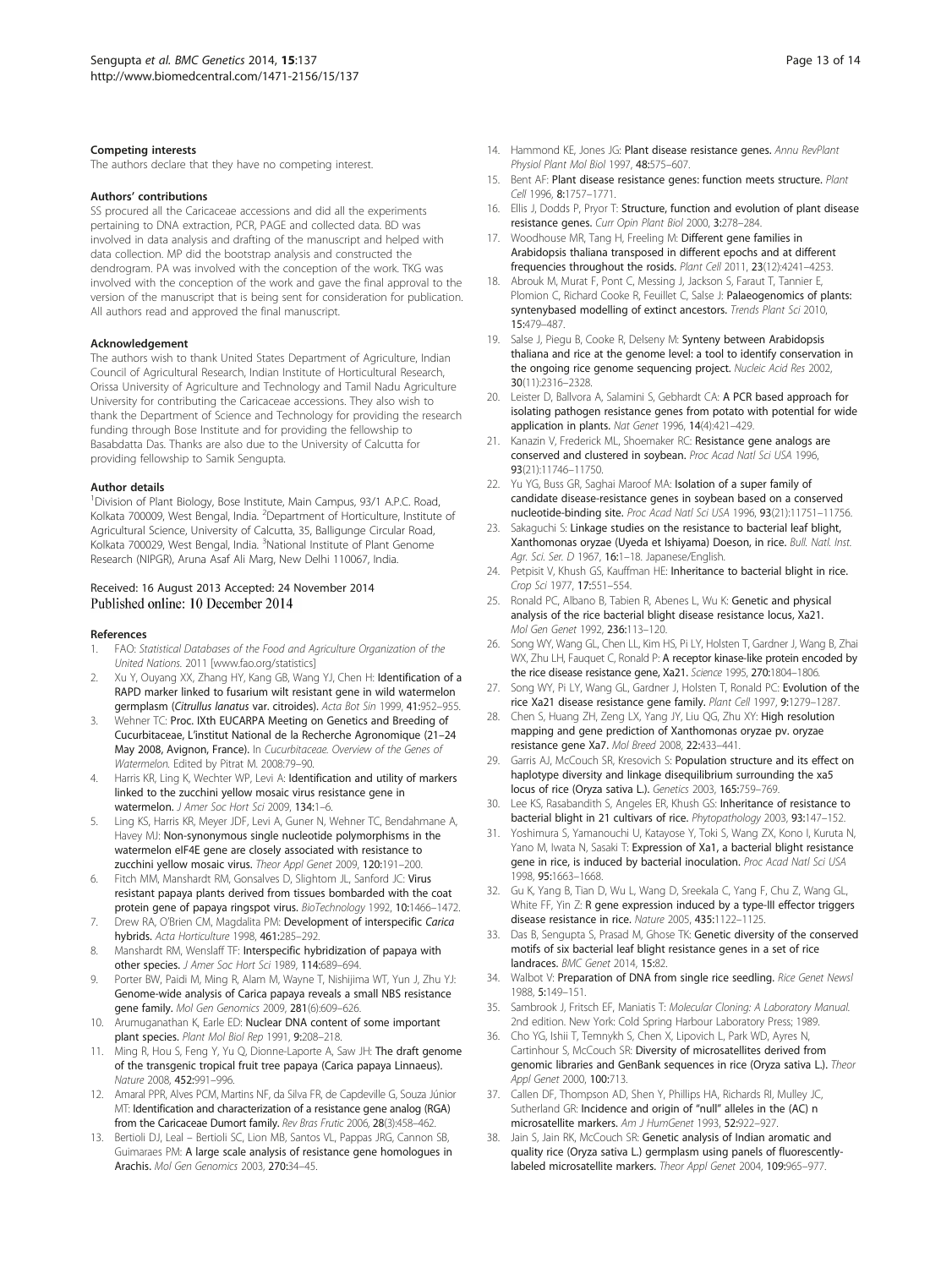#### Competing interests

The authors declare that they have no competing interest.

#### Authors' contributions

SS procured all the Caricaceae accessions and did all the experiments pertaining to DNA extraction, PCR, PAGE and collected data. BD was involved in data analysis and drafting of the manuscript and helped with data collection. MP did the bootstrap analysis and constructed the dendrogram. PA was involved with the conception of the work. TKG was involved with the conception of the work and gave the final approval to the version of the manuscript that is being sent for consideration for publication. All authors read and approved the final manuscript.

#### Acknowledgement

The authors wish to thank United States Department of Agriculture, Indian Council of Agricultural Research, Indian Institute of Horticultural Research, Orissa University of Agriculture and Technology and Tamil Nadu Agriculture University for contributing the Caricaceae accessions. They also wish to thank the Department of Science and Technology for providing the research funding through Bose Institute and for providing the fellowship to Basabdatta Das. Thanks are also due to the University of Calcutta for providing fellowship to Samik Sengupta.

#### Author details

[1]Division of Plant Biology, Bose Institute, Main Campus, 93/1 A.P.C. Road, Kolkata 700009, West Bengal, India. [2]Department of Horticulture, Institute of Agricultural Science, University of Calcutta, 35, Balligunge Circular Road, Kolkata 700029, West Bengal, India. [3]National Institute of Plant Genome Research (NIPGR), Aruna Asaf Ali Marg, New Delhi 110067, India.

Received: 16 August 2013 Accepted: 24 November 2014
Published online: 10 December 2014

#### References

1. FAO: *Statistical Databases of the Food and Agriculture Organization of the United Nations.* 2011 [www.fao.org/statistics]
2. Xu Y, Ouyang XX, Zhang HY, Kang GB, Wang YJ, Chen H: Identification of a RAPD marker linked to fusarium wilt resistant gene in wild watermelon germplasm (*Citrullus lanatus* var. citroides). *Acta Bot Sin* 1999, 41:952–955.
3. Wehner TC: Proc. IXth EUCARPA Meeting on Genetics and Breeding of Cucurbitaceae, L'institut National de la Recherche Agronomique (21–24 May 2008, Avignon, France). In *Cucurbitaceae. Overview of the Genes of Watermelon.* Edited by Pitrat M. 2008:79–90.
4. Harris KR, Ling K, Wechter WP, Levi A: Identification and utility of markers linked to the zucchini yellow mosaic virus resistance gene in watermelon. *J Amer Soc Hort Sci* 2009, 134:1–6.
5. Ling KS, Harris KR, Meyer JDF, Levi A, Guner N, Wehner TC, Bendahmane A, Havey MJ: Non-synonymous single nucleotide polymorphisms in the watermelon eIF4E gene are closely associated with resistance to zucchini yellow mosaic virus. *Theor Appl Genet* 2009, 120:191–200.
6. Fitch MM, Manshardt RM, Gonsalves D, Slightom JL, Sanford JC: Virus resistant papaya plants derived from tissues bombarded with the coat protein gene of papaya ringspot virus. *BioTechnology* 1992, 10:1466–1472.
7. Drew RA, O'Brien CM, Magdalita PM: Development of interspecific *Carica* hybrids. *Acta Horticulture* 1998, 461:285–292.
8. Manshardt RM, Wenslaff TF: Interspecific hybridization of papaya with other species. *J Amer Soc Hort Sci* 1989, 114:689–694.
9. Porter BW, Paidi M, Ming R, Alam M, Wayne T, Nishijima WT, Yun J, Zhu YJ: Genome-wide analysis of Carica papaya reveals a small NBS resistance gene family. *Mol Gen Genomics* 2009, 281(6):609–626.
10. Arumuganathan K, Earle ED: Nuclear DNA content of some important plant species. *Plant Mol Biol Rep* 1991, 9:208–218.
11. Ming R, Hou S, Feng Y, Yu Q, Dionne-Laporte A, Saw JH: The draft genome of the transgenic tropical fruit tree papaya (Carica papaya Linnaeus). *Nature* 2008, 452:991–996.
12. Amaral PPR, Alves PCM, Martins NF, da Silva FR, de Capdeville G, Souza Júnior MT: Identification and characterization of a resistance gene analog (RGA) from the Caricaceae Dumort family. *Rev Bras Frutic* 2006, 28(3):458–462.
13. Bertioli DJ, Leal – Bertioli SC, Lion MB, Santos VL, Pappas JRG, Cannon SB, Guimaraes PM: A large scale analysis of resistance gene homologues in Arachis. *Mol Gen Genomics* 2003, 270:34–45.
14. Hammond KE, Jones JG: Plant disease resistance genes. *Annu RevPlant Physiol Plant Mol Biol* 1997, 48:575–607.
15. Bent AF: Plant disease resistance genes: function meets structure. *Plant Cell* 1996, 8:1757–1771.
16. Ellis J, Dodds P, Pryor T: Structure, function and evolution of plant disease resistance genes. *Curr Opin Plant Biol* 2000, 3:278–284.
17. Woodhouse MR, Tang H, Freeling M: Different gene families in Arabidopsis thaliana transposed in different epochs and at different frequencies throughout the rosids. *Plant Cell* 2011, 23(12):4241–4253.
18. Abrouk M, Murat F, Pont C, Messing J, Jackson S, Faraut T, Tannier E, Plomion C, Richard Cooke R, Feuillet C, Salse J: Palaeogenomics of plants: syntenybased modelling of extinct ancestors. *Trends Plant Sci* 2010, 15:479–487.
19. Salse J, Piegu B, Cooke R, Delseny M: Synteny between Arabidopsis thaliana and rice at the genome level: a tool to identify conservation in the ongoing rice genome sequencing project. *Nucleic Acid Res* 2002, 30(11):2316–2328.
20. Leister D, Ballvora A, Salamini S, Gebhardt CA: A PCR based approach for isolating pathogen resistance genes from potato with potential for wide application in plants. *Nat Genet* 1996, 14(4):421–429.
21. Kanazin V, Frederick ML, Shoemaker RC: Resistance gene analogs are conserved and clustered in soybean. *Proc Acad Natl Sci USA* 1996, 93(21):11746–11750.
22. Yu YG, Buss GR, Saghai Maroof MA: Isolation of a super family of candidate disease-resistance genes in soybean based on a conserved nucleotide-binding site. *Proc Acad Natl Sci USA* 1996, 93(21):11751–11756.
23. Sakaguchi S: Linkage studies on the resistance to bacterial leaf blight, Xanthomonas oryzae (Uyeda et Ishiyama) Doeson, in rice. *Bull. Natl. Inst. Agr. Sci. Ser. D* 1967, 16:1–18. Japanese/English.
24. Petpisit V, Khush GS, Kauffman HE: Inheritance to bacterial blight in rice. *Crop Sci* 1977, 17:551–554.
25. Ronald PC, Albano B, Tabien R, Abenes L, Wu K: Genetic and physical analysis of the rice bacterial blight disease resistance locus, Xa21. *Mol Gen Genet* 1992, 236:113–120.
26. Song WY, Wang GL, Chen LL, Kim HS, Pi LY, Holsten T, Gardner J, Wang B, Zhai WX, Zhu LH, Fauquet C, Ronald P: A receptor kinase-like protein encoded by the rice disease resistance gene, Xa21. *Science* 1995, 270:1804–1806.
27. Song WY, Pi LY, Wang GL, Gardner J, Holsten T, Ronald PC: Evolution of the rice Xa21 disease resistance gene family. *Plant Cell* 1997, 9:1279–1287.
28. Chen S, Huang ZH, Zeng LX, Yang JY, Liu QG, Zhu XY: High resolution mapping and gene prediction of Xanthomonas oryzae pv. oryzae resistance gene Xa7. *Mol Breed* 2008, 22:433–441.
29. Garris AJ, McCouch SR, Kresovich S: Population structure and its effect on haplotype diversity and linkage disequilibrium surrounding the xa5 locus of rice (Oryza sativa L.). *Genetics* 2003, 165:759–769.
30. Lee KS, Rasabandith S, Angeles ER, Khush GS: Inheritance of resistance to bacterial blight in 21 cultivars of rice. *Phytopathology* 2003, 93:147–152.
31. Yoshimura S, Yamanouchi U, Katayose Y, Toki S, Wang ZX, Kono I, Kuruta N, Yano M, Iwata N, Sasaki T: Expression of Xa1, a bacterial blight resistance gene in rice, is induced by bacterial inoculation. *Proc Acad Natl Sci USA* 1998, 95:1663–1668.
32. Gu K, Yang B, Tian D, Wu L, Wang D, Sreekala C, Yang F, Chu Z, Wang GL, White FF, Yin Z: R gene expression induced by a type-III effector triggers disease resistance in rice. *Nature* 2005, 435:1122–1125.
33. Das B, Sengupta S, Prasad M, Ghose TK: Genetic diversity of the conserved motifs of six bacterial leaf blight resistance genes in a set of rice landraces. *BMC Genet* 2014, 15:82.
34. Walbot V: Preparation of DNA from single rice seedling. *Rice Genet Newsl* 1988, 5:149–151.
35. Sambrook J, Fritsch EF, Maniatis T: *Molecular Cloning: A Laboratory Manual.* 2nd edition. New York: Cold Spring Harbour Laboratory Press; 1989.
36. Cho YG, Ishii T, Temnykh S, Chen X, Lipovich L, Park WD, Ayres N, Cartinhour S, McCouch SR: Diversity of microsatellites derived from genomic libraries and GenBank sequences in rice (Oryza sativa L.). *Theor Appl Genet* 2000, 100:713.
37. Callen DF, Thompson AD, Shen Y, Phillips HA, Richards RI, Mulley JC, Sutherland GR: Incidence and origin of "null" alleles in the (AC) n microsatellite markers. *Am J HumGenet* 1993, 52:922–927.
38. Jain S, Jain RK, McCouch SR: Genetic analysis of Indian aromatic and quality rice (Oryza sativa L.) germplasm using panels of fluorescently-labeled microsatellite markers. *Theor Appl Genet* 2004, 109:965–977.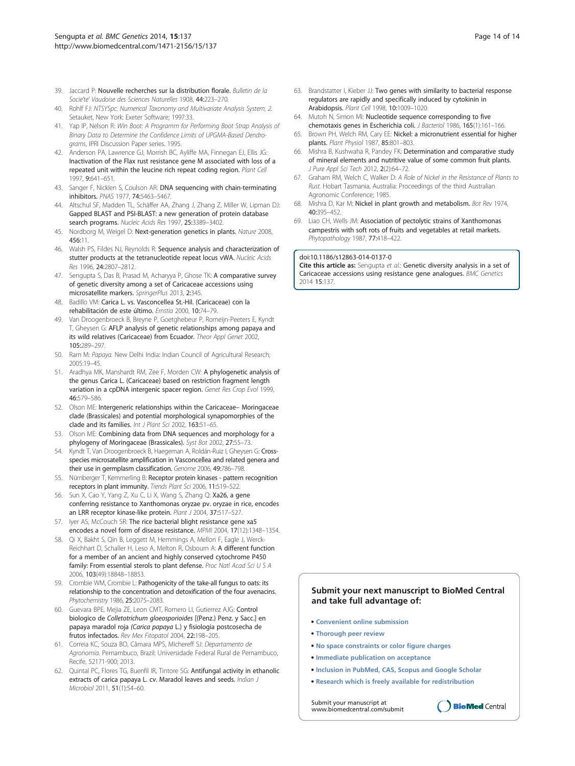39. Jaccard P: Nouvelle recherches sur la distribution florale. *Bulletin de la Socie'te' Vaudoise des Sciences Naturelles* 1908, **44:**223–270.
40. Rohlf FJ: *NTSYSpc. Numerical Taxonomy and Multivariate Analysis System, 2.* Setauket, New York: Exeter Software; 1997:33.
41. Yap IP, Nelson R: *Win Boot: A Programm for Performing Boot Strap Analysis of Binary Data to Determine the Confidence Limits of UPGMA-Based Dendrograms*, IPRI Discussion Paper series. 1995.
42. Anderson PA, Lawrence GJ, Morrish BC, Ayliffe MA, Finnegan EJ, Ellis JG: Inactivation of the Flax rust resistance gene M associated with loss of a repeated unit within the leucine rich repeat coding region. *Plant Cell* 1997, **9:**641–651.
43. Sanger F, Nicklen S, Coulson AR: DNA sequencing with chain-terminating inhibitors. *PNAS* 1977, **74:**5463–5467.
44. Altschul SF, Madden TL, Schäffer AA, Zhang J, Zhang Z, Miller W, Lipman DJ: Gapped BLAST and PSI-BLAST: a new generation of protein database search programs. *Nucleic Acids Res* 1997, **25:**3389–3402.
45. Nordborg M, Weigel D: Next-generation genetics in plants. *Nature* 2008, **456:**11.
46. Walsh PS, Fildes NJ, Reynolds R: Sequence analysis and characterization of stutter products at the tetranucleotide repeat locus vWA. *Nucleic Acids Res* 1996, **24:**2807–2812.
47. Sengupta S, Das B, Prasad M, Acharyya P, Ghose TK: A comparative survey of genetic diversity among a set of Caricaceae accessions using microsatellite markers. *SpringerPlus* 2013, **2:**345.
48. Badillo VM: Carica L. vs. Vasconcellea St.-Hil. (Caricaceae) con la rehabilitación de este último. *Ernstia* 2000, **10:**74–79.
49. Van Droogenbroeck B, Breyne P, Goetghebeur P, Romeijn-Peeters E, Kyndt T, Gheysen G: AFLP analysis of genetic relationships among papaya and its wild relatives (Caricaceae) from Ecuador. *Theor Appl Genet* 2002, **105:**289–297.
50. Ram M: *Papaya.* New Delhi India: Indian Council of Agricultural Research; 2005:19–45.
51. Aradhya MK, Manshardt RM, Zee F, Morden CW: A phylogenetic analysis of the genus Carica L. (Caricaceae) based on restriction fragment length variation in a cpDNA intergenic spacer region. *Genet Res Crop Evol* 1999, **46:**579–586.
52. Olson ME: Intergeneric relationships within the Caricaceae– Moringaceae clade (Brassicales) and potential morphological synapomorphies of the clade and its families. *Int J Plant Sci* 2002, **163:**51–65.
53. Olson ME: Combining data from DNA sequences and morphology for a phylogeny of Moringaceae (Brassicales). *Syst Bot* 2002, **27:**55–73.
54. Kyndt T, Van Droogenbroeck B, Haegeman A, Roldán-Ruiz I, Gheysen G: Cross-species microsatellite amplification in Vasconcellea and related genera and their use in germplasm classification. *Genome* 2006, **49:**786–798.
55. Nürnberger T, Kemmerling B: Receptor protein kinases - pattern recognition receptors in plant immunity. *Trends Plant Sci* 2006, **11:**519–522.
56. Sun X, Cao Y, Yang Z, Xu C, Li X, Wang S, Zhang Q: Xa26, a gene conferring resistance to Xanthomonas oryzae pv. oryzae in rice, encodes an LRR receptor kinase-like protein. *Plant J* 2004, **37:**517–527.
57. Iyer AS, McCouch SR: The rice bacterial blight resistance gene xa5 encodes a novel form of disease resistance. *MPMI* 2004, **17**(12):1348–1354.
58. Qi X, Bakht S, Qin B, Leggett M, Hemmings A, Mellon F, Eagle J, Werck-Reichhart D, Schaller H, Leso A, Melton R, Osbourn A: A different function for a member of an ancient and highly conserved cytochrome P450 family: From essential sterols to plant defense. *Proc Natl Acad Sci U S A* 2006, **103**(49):18848–18853.
59. Crombie WM, Crombie L: Pathogenicity of the take-all fungus to oats: its relationship to the concentration and detoxification of the four avenacins. *Phytochemistry* 1986, **25:**2075–2083.
60. Guevara BPE, Mejia ZE, Leon CMT, Romero LI, Gutierrez AJG: Control biologico de *Colletotrichum gloeosporioides* [(Penz.) Penz. y Sacc.] en papaya maradol roja *(Carica papaya* L.) y fisiologia postcosecha de frutos infectados. *Rev Mex Fitopatol* 2004, **22:**198–205.
61. Correia KC, Souza BO, Câmara MPS, Michereff SJ: *Departamento de Agronomia.* Pernambuco, Brazil: Universidade Federal Rural de Pernambuco, Recife, 52171-900; 2013.
62. Quintal PC, Flores TG, Buenfil IR, Tintore SG: Antifungal activity in ethanolic extracts of carica papaya L. cv. Maradol leaves and seeds. *Indian J Microbiol* 2011, **51**(1):54–60.
63. Brandstatter I, Kieber JJ: Two genes with similarity to bacterial response regulators are rapidly and specifically induced by cytokinin in Arabidopsis. *Plant Cell* 1998, **10:**1009–1020.
64. Mutoh N, Simon MI: Nucleotide sequence corresponding to five chemotaxis genes in Escherichia coli. *J Bacteriol* 1986, **165**(1):161–166.
65. Brown PH, Welch RM, Cary EE: Nickel: a micronutrient essential for higher plants. *Plant Physiol* 1987, **85:**801–803.
66. Mishra B, Kushwaha R, Pandey FK: Determination and comparative study of mineral elements and nutritive value of some common fruit plants. *J Pure Appl Sci Tech* 2012, **2**(2):64–72.
67. Graham RM, Welch C, Walker D: *A Role of Nickel in the Resistance of Plants to Rust.* Hobart Tasmania, Australia: Proceedings of the third Australian Agronomic Conference; 1985.
68. Mishra D, Kar M: Nickel in plant growth and metabolism. *Bot Rev* 1974, **40:**395–452.
69. Liao CH, Wells JM: Association of pectolytic strains of Xanthomonas campestris with soft rots of fruits and vegetables at retail markets. *Phytopathology* 1987, **77:**418–422.

doi:10.1186/s12863-014-0137-0

**Cite this article as:** Sengupta *et al.*: Genetic diversity analysis in a set of Caricaceae accessions using resistance gene analogues. *BMC Genetics* 2014 **15**:137.

**Submit your next manuscript to BioMed Central and take full advantage of:**

- **Convenient online submission**
- **Thorough peer review**
- **No space constraints or color figure charges**
- **Immediate publication on acceptance**
- **Inclusion in PubMed, CAS, Scopus and Google Scholar**
- **Research which is freely available for redistribution**

Submit your manuscript at
www.biomedcentral.com/submit

BioMed Central